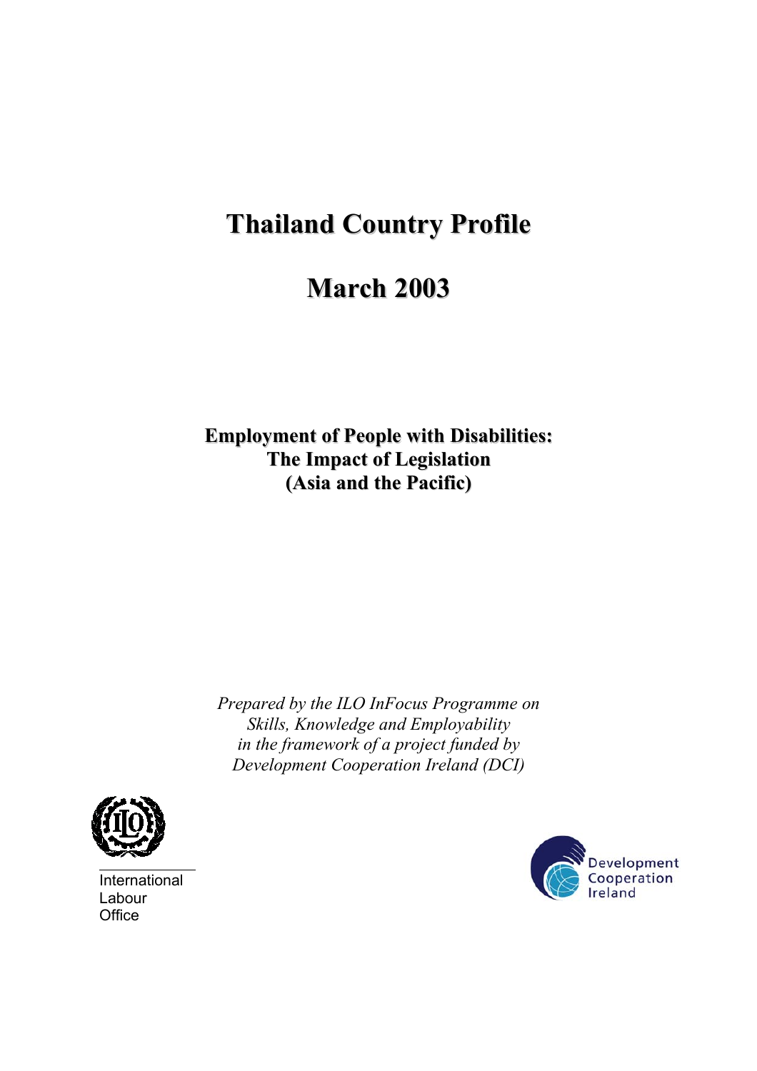# Thailand Country Profile

# March 2003

**Employment of People with Disabilities:**
**The Impact of Legislation**
**(Asia and the Pacific)**

*Prepared by the ILO InFocus Programme on Skills, Knowledge and Employability in the framework of a project funded by Development Cooperation Ireland (DCI)*

International Labour Office

Development Cooperation Ireland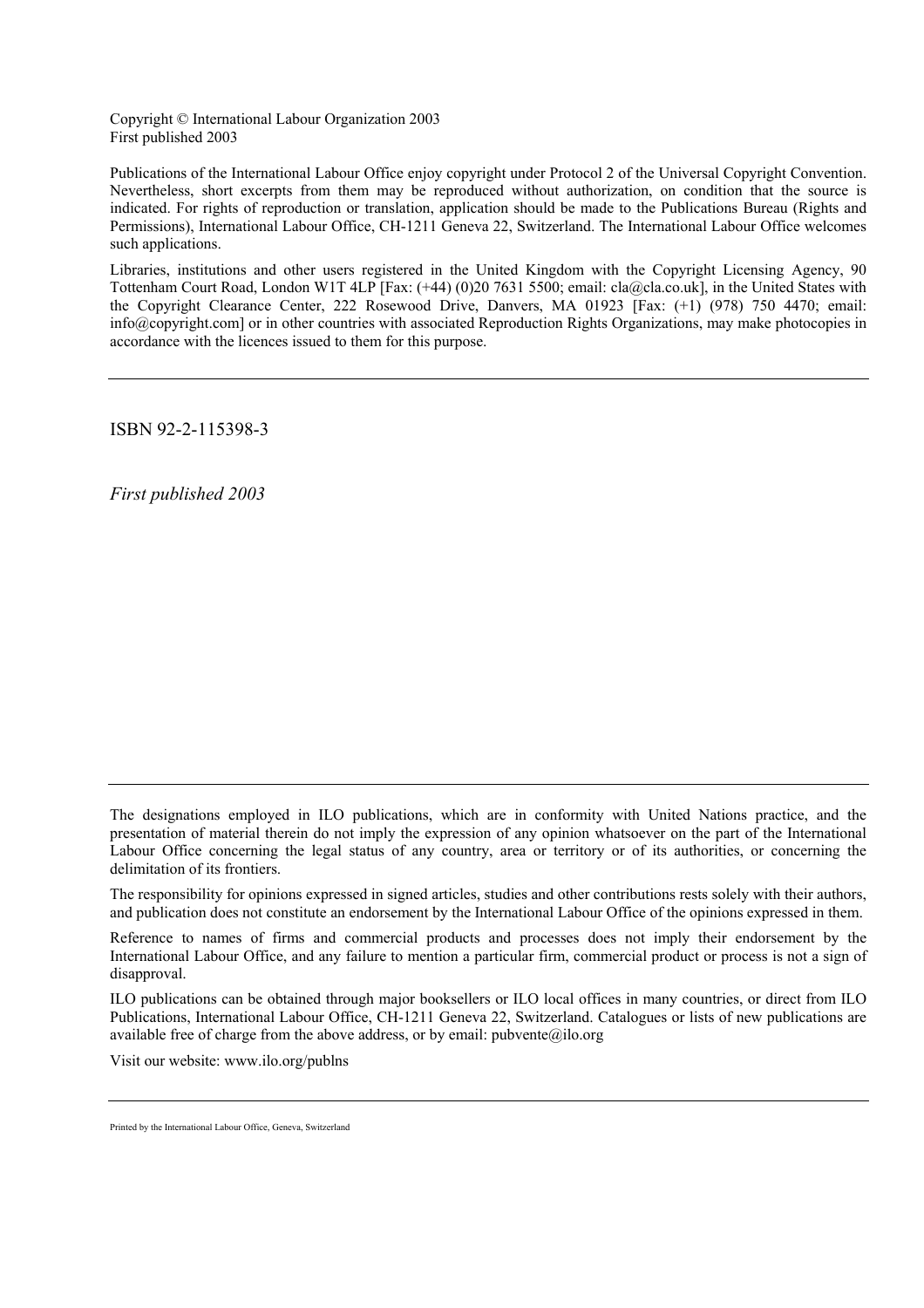Copyright © International Labour Organization 2003
First published 2003

Publications of the International Labour Office enjoy copyright under Protocol 2 of the Universal Copyright Convention. Nevertheless, short excerpts from them may be reproduced without authorization, on condition that the source is indicated. For rights of reproduction or translation, application should be made to the Publications Bureau (Rights and Permissions), International Labour Office, CH-1211 Geneva 22, Switzerland. The International Labour Office welcomes such applications.

Libraries, institutions and other users registered in the United Kingdom with the Copyright Licensing Agency, 90 Tottenham Court Road, London W1T 4LP [Fax: (+44) (0)20 7631 5500; email: cla@cla.co.uk], in the United States with the Copyright Clearance Center, 222 Rosewood Drive, Danvers, MA 01923 [Fax: (+1) (978) 750 4470; email: info@copyright.com] or in other countries with associated Reproduction Rights Organizations, may make photocopies in accordance with the licences issued to them for this purpose.

---

ISBN 92-2-115398-3

*First published 2003*

---

The designations employed in ILO publications, which are in conformity with United Nations practice, and the presentation of material therein do not imply the expression of any opinion whatsoever on the part of the International Labour Office concerning the legal status of any country, area or territory or of its authorities, or concerning the delimitation of its frontiers.

The responsibility for opinions expressed in signed articles, studies and other contributions rests solely with their authors, and publication does not constitute an endorsement by the International Labour Office of the opinions expressed in them.

Reference to names of firms and commercial products and processes does not imply their endorsement by the International Labour Office, and any failure to mention a particular firm, commercial product or process is not a sign of disapproval.

ILO publications can be obtained through major booksellers or ILO local offices in many countries, or direct from ILO Publications, International Labour Office, CH-1211 Geneva 22, Switzerland. Catalogues or lists of new publications are available free of charge from the above address, or by email: pubvente@ilo.org

Visit our website: www.ilo.org/publns

---

Printed by the International Labour Office, Geneva, Switzerland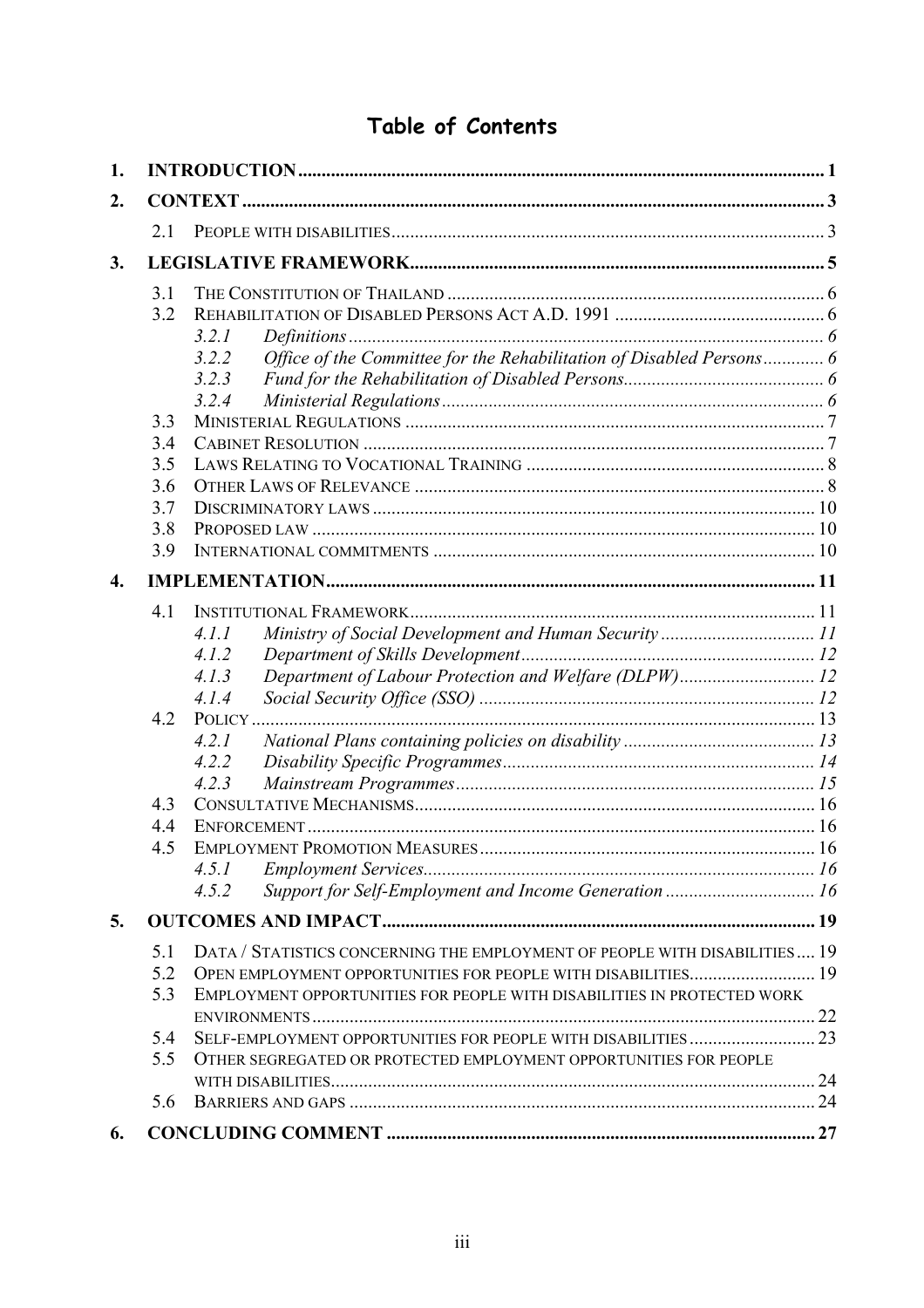# Table of Contents

1. INTRODUCTION ........ 1
2. CONTEXT ........ 3
   - 2.1 PEOPLE WITH DISABILITIES ........ 3
3. LEGISLATIVE FRAMEWORK ........ 5
   - 3.1 THE CONSTITUTION OF THAILAND ........ 6
   - 3.2 REHABILITATION OF DISABLED PERSONS ACT A.D. 1991 ........ 6
     - *3.2.1 Definitions ........ 6*
     - *3.2.2 Office of the Committee for the Rehabilitation of Disabled Persons ........ 6*
     - *3.2.3 Fund for the Rehabilitation of Disabled Persons ........ 6*
     - *3.2.4 Ministerial Regulations ........ 6*
   - 3.3 MINISTERIAL REGULATIONS ........ 7
   - 3.4 CABINET RESOLUTION ........ 7
   - 3.5 LAWS RELATING TO VOCATIONAL TRAINING ........ 8
   - 3.6 OTHER LAWS OF RELEVANCE ........ 8
   - 3.7 DISCRIMINATORY LAWS ........ 10
   - 3.8 PROPOSED LAW ........ 10
   - 3.9 INTERNATIONAL COMMITMENTS ........ 10
4. IMPLEMENTATION ........ 11
   - 4.1 INSTITUTIONAL FRAMEWORK ........ 11
     - *4.1.1 Ministry of Social Development and Human Security ........ 11*
     - *4.1.2 Department of Skills Development ........ 12*
     - *4.1.3 Department of Labour Protection and Welfare (DLPW) ........ 12*
     - *4.1.4 Social Security Office (SSO) ........ 12*
   - 4.2 POLICY ........ 13
     - *4.2.1 National Plans containing policies on disability ........ 13*
     - *4.2.2 Disability Specific Programmes ........ 14*
     - *4.2.3 Mainstream Programmes ........ 15*
   - 4.3 CONSULTATIVE MECHANISMS ........ 16
   - 4.4 ENFORCEMENT ........ 16
   - 4.5 EMPLOYMENT PROMOTION MEASURES ........ 16
     - *4.5.1 Employment Services ........ 16*
     - *4.5.2 Support for Self-Employment and Income Generation ........ 16*
5. OUTCOMES AND IMPACT ........ 19
   - 5.1 DATA / STATISTICS CONCERNING THE EMPLOYMENT OF PEOPLE WITH DISABILITIES ........ 19
   - 5.2 OPEN EMPLOYMENT OPPORTUNITIES FOR PEOPLE WITH DISABILITIES ........ 19
   - 5.3 EMPLOYMENT OPPORTUNITIES FOR PEOPLE WITH DISABILITIES IN PROTECTED WORK ENVIRONMENTS ........ 22
   - 5.4 SELF-EMPLOYMENT OPPORTUNITIES FOR PEOPLE WITH DISABILITIES ........ 23
   - 5.5 OTHER SEGREGATED OR PROTECTED EMPLOYMENT OPPORTUNITIES FOR PEOPLE WITH DISABILITIES ........ 24
   - 5.6 BARRIERS AND GAPS ........ 24
6. CONCLUDING COMMENT ........ 27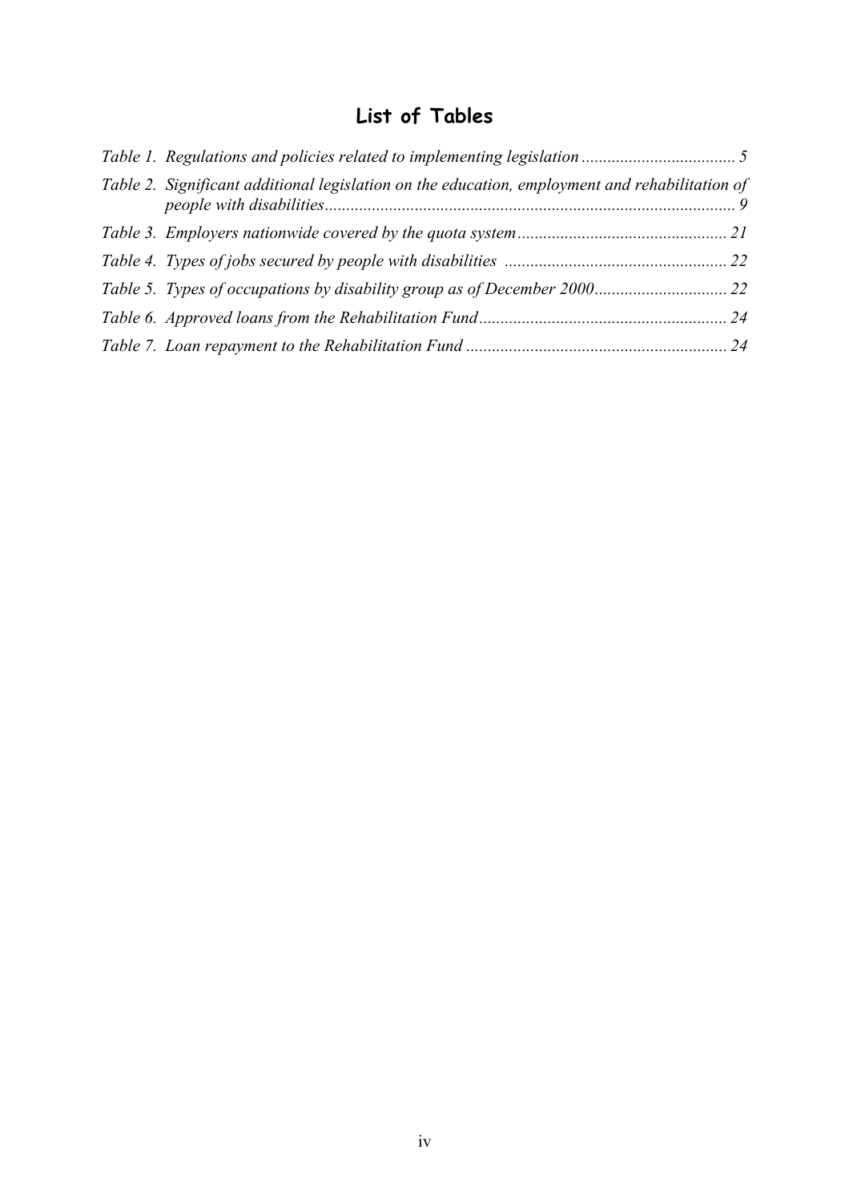## List of Tables

*Table 1. Regulations and policies related to implementing legislation* .................................... 5

*Table 2. Significant additional legislation on the education, employment and rehabilitation of people with disabilities* ................................................................................................ 9

*Table 3. Employers nationwide covered by the quota system* ................................................ 21

*Table 4. Types of jobs secured by people with disabilities* .................................................... 22

*Table 5. Types of occupations by disability group as of December 2000* ............................... 22

*Table 6. Approved loans from the Rehabilitation Fund* .......................................................... 24

*Table 7. Loan repayment to the Rehabilitation Fund* ............................................................ 24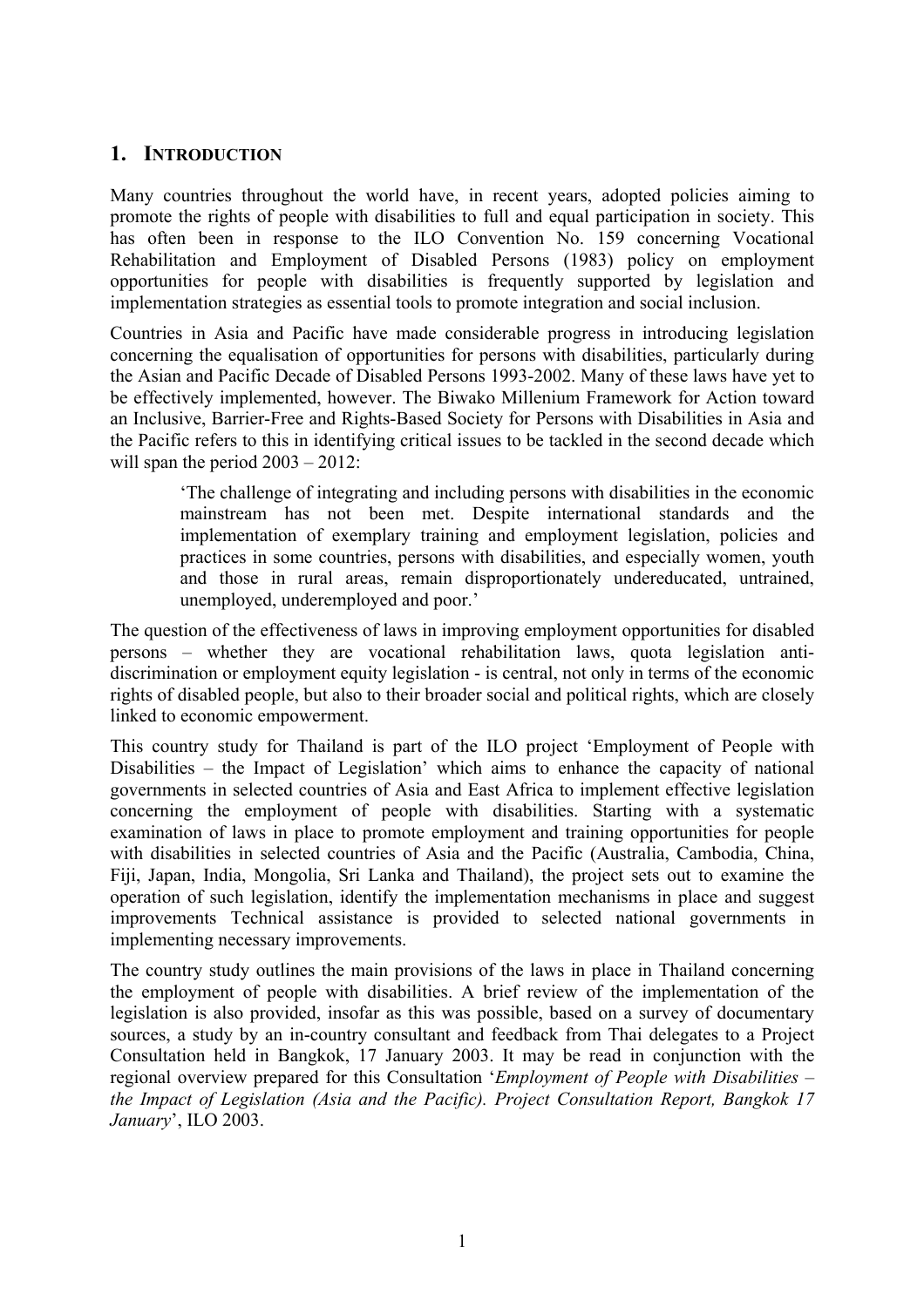## 1. INTRODUCTION

Many countries throughout the world have, in recent years, adopted policies aiming to promote the rights of people with disabilities to full and equal participation in society. This has often been in response to the ILO Convention No. 159 concerning Vocational Rehabilitation and Employment of Disabled Persons (1983) policy on employment opportunities for people with disabilities is frequently supported by legislation and implementation strategies as essential tools to promote integration and social inclusion.

Countries in Asia and Pacific have made considerable progress in introducing legislation concerning the equalisation of opportunities for persons with disabilities, particularly during the Asian and Pacific Decade of Disabled Persons 1993-2002. Many of these laws have yet to be effectively implemented, however. The Biwako Millenium Framework for Action toward an Inclusive, Barrier-Free and Rights-Based Society for Persons with Disabilities in Asia and the Pacific refers to this in identifying critical issues to be tackled in the second decade which will span the period 2003 – 2012:

> 'The challenge of integrating and including persons with disabilities in the economic mainstream has not been met. Despite international standards and the implementation of exemplary training and employment legislation, policies and practices in some countries, persons with disabilities, and especially women, youth and those in rural areas, remain disproportionately undereducated, untrained, unemployed, underemployed and poor.'

The question of the effectiveness of laws in improving employment opportunities for disabled persons – whether they are vocational rehabilitation laws, quota legislation anti-discrimination or employment equity legislation - is central, not only in terms of the economic rights of disabled people, but also to their broader social and political rights, which are closely linked to economic empowerment.

This country study for Thailand is part of the ILO project 'Employment of People with Disabilities – the Impact of Legislation' which aims to enhance the capacity of national governments in selected countries of Asia and East Africa to implement effective legislation concerning the employment of people with disabilities. Starting with a systematic examination of laws in place to promote employment and training opportunities for people with disabilities in selected countries of Asia and the Pacific (Australia, Cambodia, China, Fiji, Japan, India, Mongolia, Sri Lanka and Thailand), the project sets out to examine the operation of such legislation, identify the implementation mechanisms in place and suggest improvements Technical assistance is provided to selected national governments in implementing necessary improvements.

The country study outlines the main provisions of the laws in place in Thailand concerning the employment of people with disabilities. A brief review of the implementation of the legislation is also provided, insofar as this was possible, based on a survey of documentary sources, a study by an in-country consultant and feedback from Thai delegates to a Project Consultation held in Bangkok, 17 January 2003. It may be read in conjunction with the regional overview prepared for this Consultation '*Employment of People with Disabilities – the Impact of Legislation (Asia and the Pacific). Project Consultation Report, Bangkok 17 January*', ILO 2003.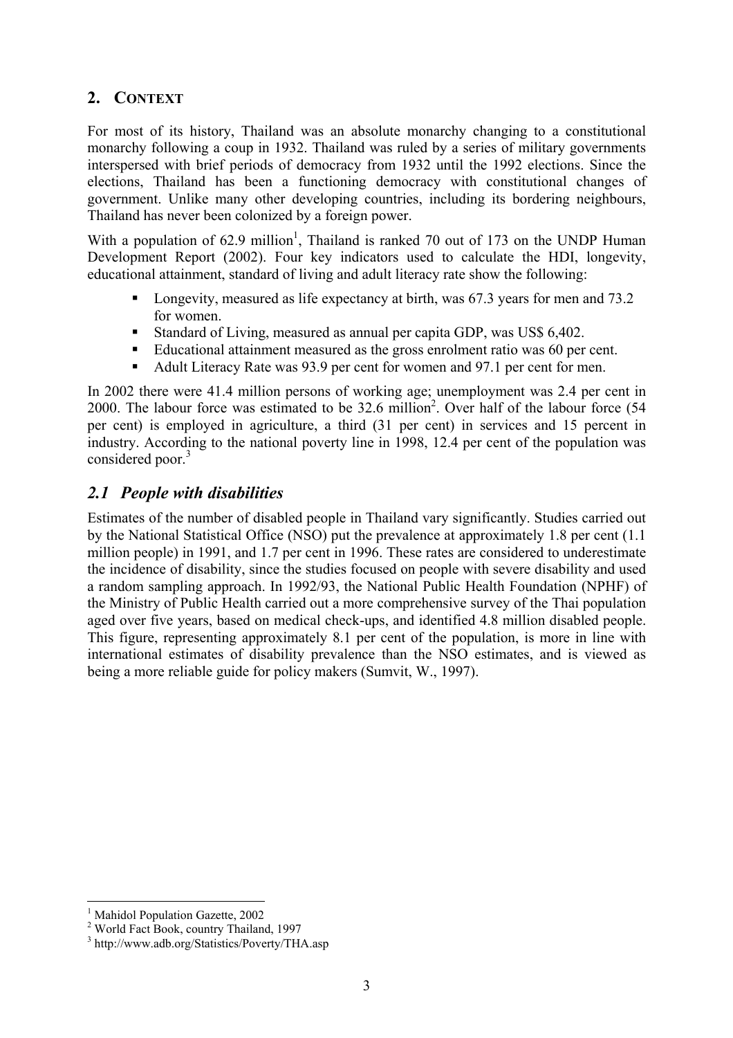## 2. CONTEXT

For most of its history, Thailand was an absolute monarchy changing to a constitutional monarchy following a coup in 1932. Thailand was ruled by a series of military governments interspersed with brief periods of democracy from 1932 until the 1992 elections. Since the elections, Thailand has been a functioning democracy with constitutional changes of government. Unlike many other developing countries, including its bordering neighbours, Thailand has never been colonized by a foreign power.

With a population of 62.9 million[1], Thailand is ranked 70 out of 173 on the UNDP Human Development Report (2002). Four key indicators used to calculate the HDI, longevity, educational attainment, standard of living and adult literacy rate show the following:

- Longevity, measured as life expectancy at birth, was 67.3 years for men and 73.2 for women.
- Standard of Living, measured as annual per capita GDP, was US$ 6,402.
- Educational attainment measured as the gross enrolment ratio was 60 per cent.
- Adult Literacy Rate was 93.9 per cent for women and 97.1 per cent for men.

In 2002 there were 41.4 million persons of working age; unemployment was 2.4 per cent in 2000. The labour force was estimated to be 32.6 million[2]. Over half of the labour force (54 per cent) is employed in agriculture, a third (31 per cent) in services and 15 percent in industry. According to the national poverty line in 1998, 12.4 per cent of the population was considered poor.[3]

### *2.1 People with disabilities*

Estimates of the number of disabled people in Thailand vary significantly. Studies carried out by the National Statistical Office (NSO) put the prevalence at approximately 1.8 per cent (1.1 million people) in 1991, and 1.7 per cent in 1996. These rates are considered to underestimate the incidence of disability, since the studies focused on people with severe disability and used a random sampling approach. In 1992/93, the National Public Health Foundation (NPHF) of the Ministry of Public Health carried out a more comprehensive survey of the Thai population aged over five years, based on medical check-ups, and identified 4.8 million disabled people. This figure, representing approximately 8.1 per cent of the population, is more in line with international estimates of disability prevalence than the NSO estimates, and is viewed as being a more reliable guide for policy makers (Sumvit, W., 1997).

---

[1] Mahidol Population Gazette, 2002

[2] World Fact Book, country Thailand, 1997

[3] http://www.adb.org/Statistics/Poverty/THA.asp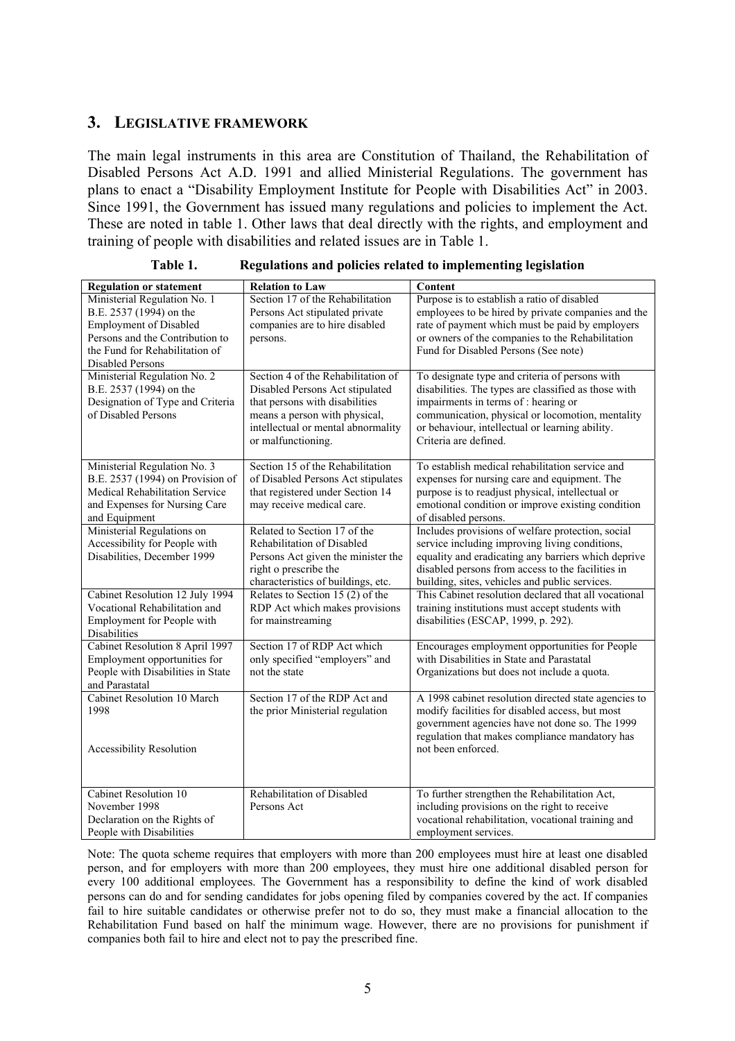## 3. LEGISLATIVE FRAMEWORK

The main legal instruments in this area are Constitution of Thailand, the Rehabilitation of Disabled Persons Act A.D. 1991 and allied Ministerial Regulations. The government has plans to enact a "Disability Employment Institute for People with Disabilities Act" in 2003. Since 1991, the Government has issued many regulations and policies to implement the Act. These are noted in table 1. Other laws that deal directly with the rights, and employment and training of people with disabilities and related issues are in Table 1.

**Table 1. Regulations and policies related to implementing legislation**

| Regulation or statement | Relation to Law | Content |
|---|---|---|
| Ministerial Regulation No. 1 B.E. 2537 (1994) on the Employment of Disabled Persons and the Contribution to the Fund for Rehabilitation of Disabled Persons | Section 17 of the Rehabilitation Persons Act stipulated private companies are to hire disabled persons. | Purpose is to establish a ratio of disabled employees to be hired by private companies and the rate of payment which must be paid by employers or owners of the companies to the Rehabilitation Fund for Disabled Persons (See note) |
| Ministerial Regulation No. 2 B.E. 2537 (1994) on the Designation of Type and Criteria of Disabled Persons | Section 4 of the Rehabilitation of Disabled Persons Act stipulated that persons with disabilities means a person with physical, intellectual or mental abnormality or malfunctioning. | To designate type and criteria of persons with disabilities. The types are classified as those with impairments in terms of : hearing or communication, physical or locomotion, mentality or behaviour, intellectual or learning ability. Criteria are defined. |
| Ministerial Regulation No. 3 B.E. 2537 (1994) on Provision of Medical Rehabilitation Service and Expenses for Nursing Care and Equipment | Section 15 of the Rehabilitation of Disabled Persons Act stipulates that registered under Section 14 may receive medical care. | To establish medical rehabilitation service and expenses for nursing care and equipment. The purpose is to readjust physical, intellectual or emotional condition or improve existing condition of disabled persons. |
| Ministerial Regulations on Accessibility for People with Disabilities, December 1999 | Related to Section 17 of the Rehabilitation of Disabled Persons Act given the minister the right o prescribe the characteristics of buildings, etc. | Includes provisions of welfare protection, social service including improving living conditions, equality and eradicating any barriers which deprive disabled persons from access to the facilities in building, sites, vehicles and public services. |
| Cabinet Resolution 12 July 1994 Vocational Rehabilitation and Employment for People with Disabilities | Relates to Section 15 (2) of the RDP Act which makes provisions for mainstreaming | This Cabinet resolution declared that all vocational training institutions must accept students with disabilities (ESCAP, 1999, p. 292). |
| Cabinet Resolution 8 April 1997 Employment opportunities for People with Disabilities in State and Parastatal | Section 17 of RDP Act which only specified "employers" and not the state | Encourages employment opportunities for People with Disabilities in State and Parastatal Organizations but does not include a quota. |
| Cabinet Resolution 10 March 1998<br><br>Accessibility Resolution | Section 17 of the RDP Act and the prior Ministerial regulation | A 1998 cabinet resolution directed state agencies to modify facilities for disabled access, but most government agencies have not done so. The 1999 regulation that makes compliance mandatory has not been enforced. |
| Cabinet Resolution 10 November 1998 Declaration on the Rights of People with Disabilities | Rehabilitation of Disabled Persons Act | To further strengthen the Rehabilitation Act, including provisions on the right to receive vocational rehabilitation, vocational training and employment services. |

Note: The quota scheme requires that employers with more than 200 employees must hire at least one disabled person, and for employers with more than 200 employees, they must hire one additional disabled person for every 100 additional employees. The Government has a responsibility to define the kind of work disabled persons can do and for sending candidates for jobs opening filed by companies covered by the act. If companies fail to hire suitable candidates or otherwise prefer not to do so, they must make a financial allocation to the Rehabilitation Fund based on half the minimum wage. However, there are no provisions for punishment if companies both fail to hire and elect not to pay the prescribed fine.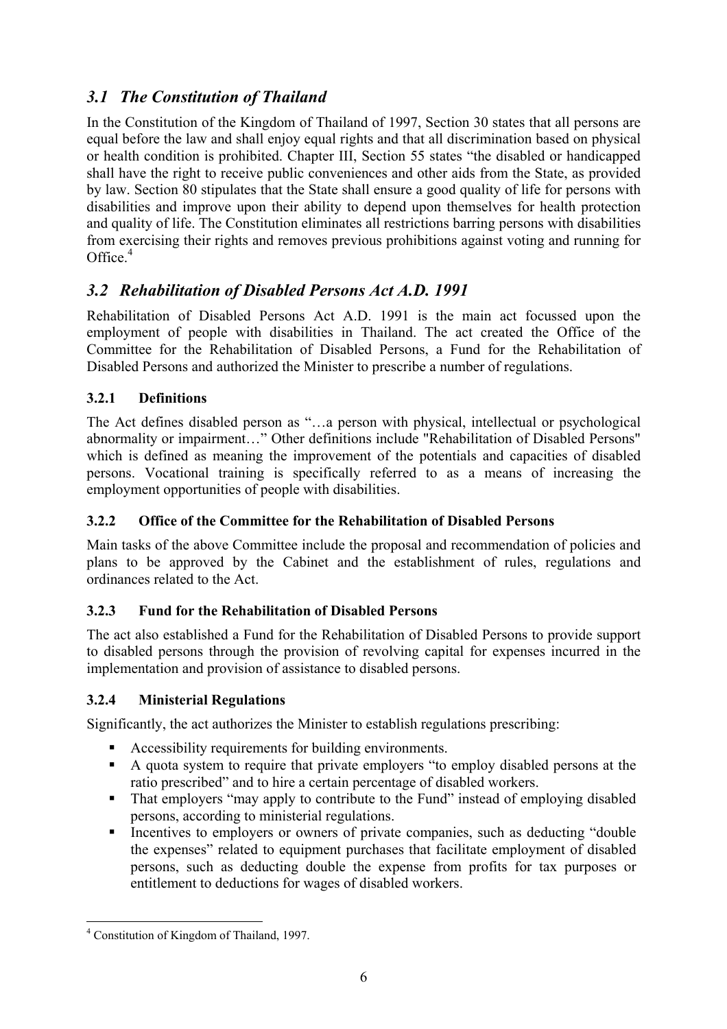## *3.1 The Constitution of Thailand*

In the Constitution of the Kingdom of Thailand of 1997, Section 30 states that all persons are equal before the law and shall enjoy equal rights and that all discrimination based on physical or health condition is prohibited. Chapter III, Section 55 states "the disabled or handicapped shall have the right to receive public conveniences and other aids from the State, as provided by law. Section 80 stipulates that the State shall ensure a good quality of life for persons with disabilities and improve upon their ability to depend upon themselves for health protection and quality of life. The Constitution eliminates all restrictions barring persons with disabilities from exercising their rights and removes previous prohibitions against voting and running for Office.[4]

## *3.2 Rehabilitation of Disabled Persons Act A.D. 1991*

Rehabilitation of Disabled Persons Act A.D. 1991 is the main act focussed upon the employment of people with disabilities in Thailand. The act created the Office of the Committee for the Rehabilitation of Disabled Persons, a Fund for the Rehabilitation of Disabled Persons and authorized the Minister to prescribe a number of regulations.

### 3.2.1 Definitions

The Act defines disabled person as "…a person with physical, intellectual or psychological abnormality or impairment…" Other definitions include "Rehabilitation of Disabled Persons" which is defined as meaning the improvement of the potentials and capacities of disabled persons. Vocational training is specifically referred to as a means of increasing the employment opportunities of people with disabilities.

### 3.2.2 Office of the Committee for the Rehabilitation of Disabled Persons

Main tasks of the above Committee include the proposal and recommendation of policies and plans to be approved by the Cabinet and the establishment of rules, regulations and ordinances related to the Act.

### 3.2.3 Fund for the Rehabilitation of Disabled Persons

The act also established a Fund for the Rehabilitation of Disabled Persons to provide support to disabled persons through the provision of revolving capital for expenses incurred in the implementation and provision of assistance to disabled persons.

### 3.2.4 Ministerial Regulations

Significantly, the act authorizes the Minister to establish regulations prescribing:

- Accessibility requirements for building environments.
- A quota system to require that private employers "to employ disabled persons at the ratio prescribed" and to hire a certain percentage of disabled workers.
- That employers "may apply to contribute to the Fund" instead of employing disabled persons, according to ministerial regulations.
- Incentives to employers or owners of private companies, such as deducting "double the expenses" related to equipment purchases that facilitate employment of disabled persons, such as deducting double the expense from profits for tax purposes or entitlement to deductions for wages of disabled workers.

---

[4] Constitution of Kingdom of Thailand, 1997.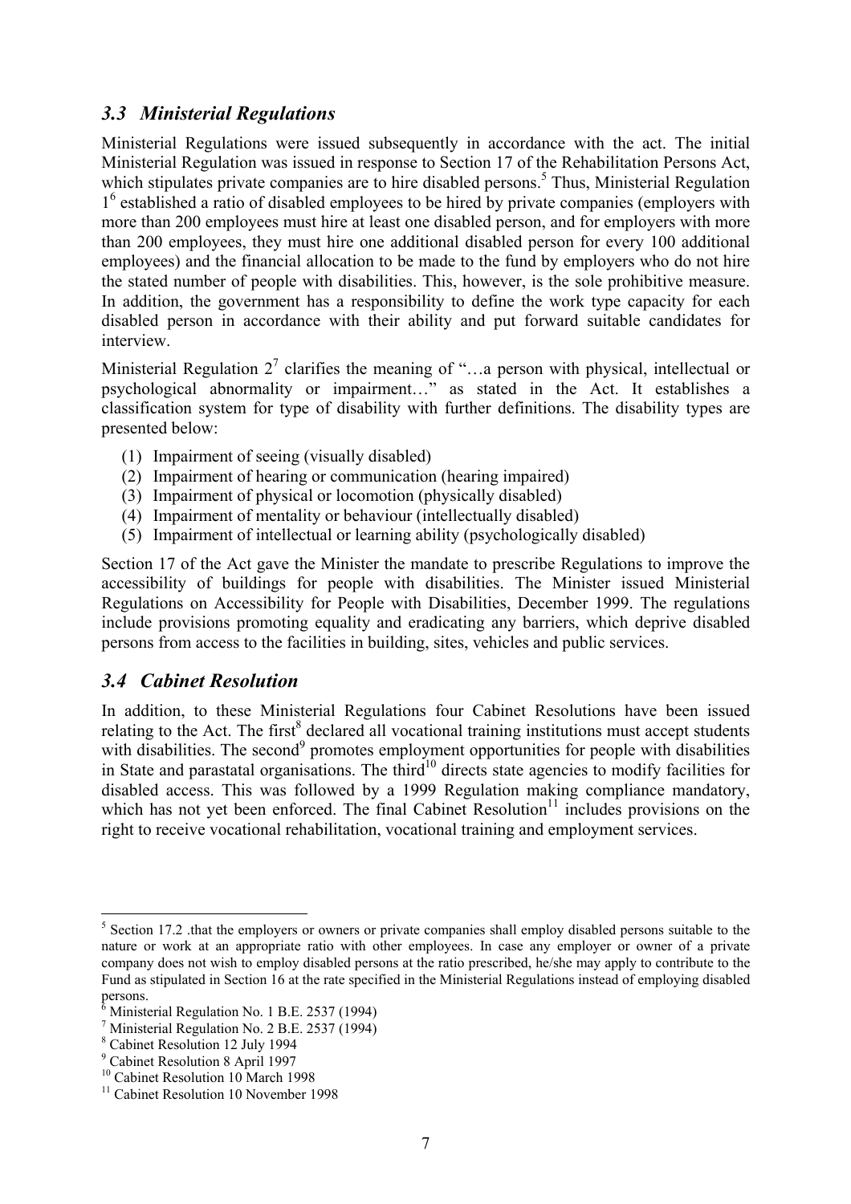## *3.3 Ministerial Regulations*

Ministerial Regulations were issued subsequently in accordance with the act. The initial Ministerial Regulation was issued in response to Section 17 of the Rehabilitation Persons Act, which stipulates private companies are to hire disabled persons.[5] Thus, Ministerial Regulation 1[6] established a ratio of disabled employees to be hired by private companies (employers with more than 200 employees must hire at least one disabled person, and for employers with more than 200 employees, they must hire one additional disabled person for every 100 additional employees) and the financial allocation to be made to the fund by employers who do not hire the stated number of people with disabilities. This, however, is the sole prohibitive measure. In addition, the government has a responsibility to define the work type capacity for each disabled person in accordance with their ability and put forward suitable candidates for interview.

Ministerial Regulation 2[7] clarifies the meaning of "…a person with physical, intellectual or psychological abnormality or impairment…" as stated in the Act. It establishes a classification system for type of disability with further definitions. The disability types are presented below:

(1) Impairment of seeing (visually disabled)
(2) Impairment of hearing or communication (hearing impaired)
(3) Impairment of physical or locomotion (physically disabled)
(4) Impairment of mentality or behaviour (intellectually disabled)
(5) Impairment of intellectual or learning ability (psychologically disabled)

Section 17 of the Act gave the Minister the mandate to prescribe Regulations to improve the accessibility of buildings for people with disabilities. The Minister issued Ministerial Regulations on Accessibility for People with Disabilities, December 1999. The regulations include provisions promoting equality and eradicating any barriers, which deprive disabled persons from access to the facilities in building, sites, vehicles and public services.

## *3.4 Cabinet Resolution*

In addition, to these Ministerial Regulations four Cabinet Resolutions have been issued relating to the Act. The first[8] declared all vocational training institutions must accept students with disabilities. The second[9] promotes employment opportunities for people with disabilities in State and parastatal organisations. The third[10] directs state agencies to modify facilities for disabled access. This was followed by a 1999 Regulation making compliance mandatory, which has not yet been enforced. The final Cabinet Resolution[11] includes provisions on the right to receive vocational rehabilitation, vocational training and employment services.

---

[5] Section 17.2 .that the employers or owners or private companies shall employ disabled persons suitable to the nature or work at an appropriate ratio with other employees. In case any employer or owner of a private company does not wish to employ disabled persons at the ratio prescribed, he/she may apply to contribute to the Fund as stipulated in Section 16 at the rate specified in the Ministerial Regulations instead of employing disabled persons.

[6] Ministerial Regulation No. 1 B.E. 2537 (1994)

[7] Ministerial Regulation No. 2 B.E. 2537 (1994)

[8] Cabinet Resolution 12 July 1994

[9] Cabinet Resolution 8 April 1997

[10] Cabinet Resolution 10 March 1998

[11] Cabinet Resolution 10 November 1998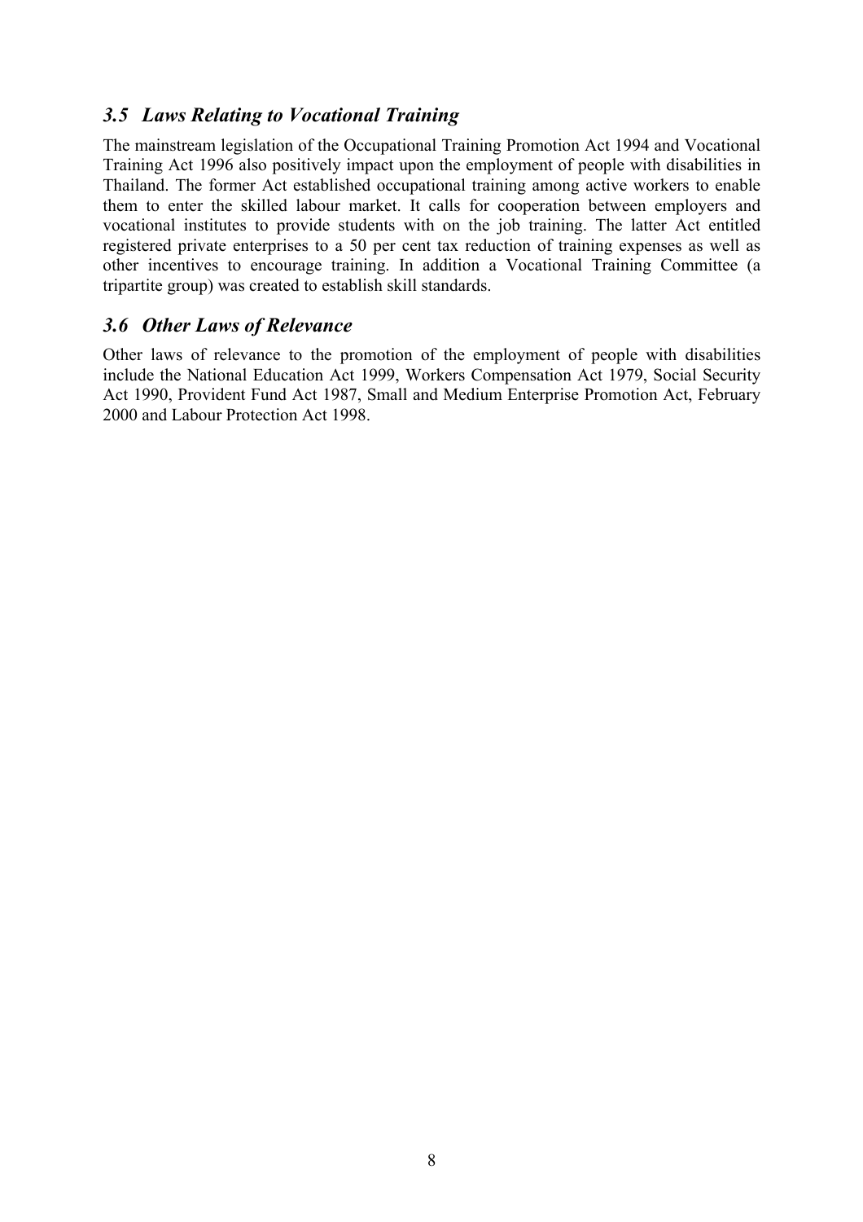### *3.5 Laws Relating to Vocational Training*

The mainstream legislation of the Occupational Training Promotion Act 1994 and Vocational Training Act 1996 also positively impact upon the employment of people with disabilities in Thailand. The former Act established occupational training among active workers to enable them to enter the skilled labour market. It calls for cooperation between employers and vocational institutes to provide students with on the job training. The latter Act entitled registered private enterprises to a 50 per cent tax reduction of training expenses as well as other incentives to encourage training. In addition a Vocational Training Committee (a tripartite group) was created to establish skill standards.

### *3.6 Other Laws of Relevance*

Other laws of relevance to the promotion of the employment of people with disabilities include the National Education Act 1999, Workers Compensation Act 1979, Social Security Act 1990, Provident Fund Act 1987, Small and Medium Enterprise Promotion Act, February 2000 and Labour Protection Act 1998.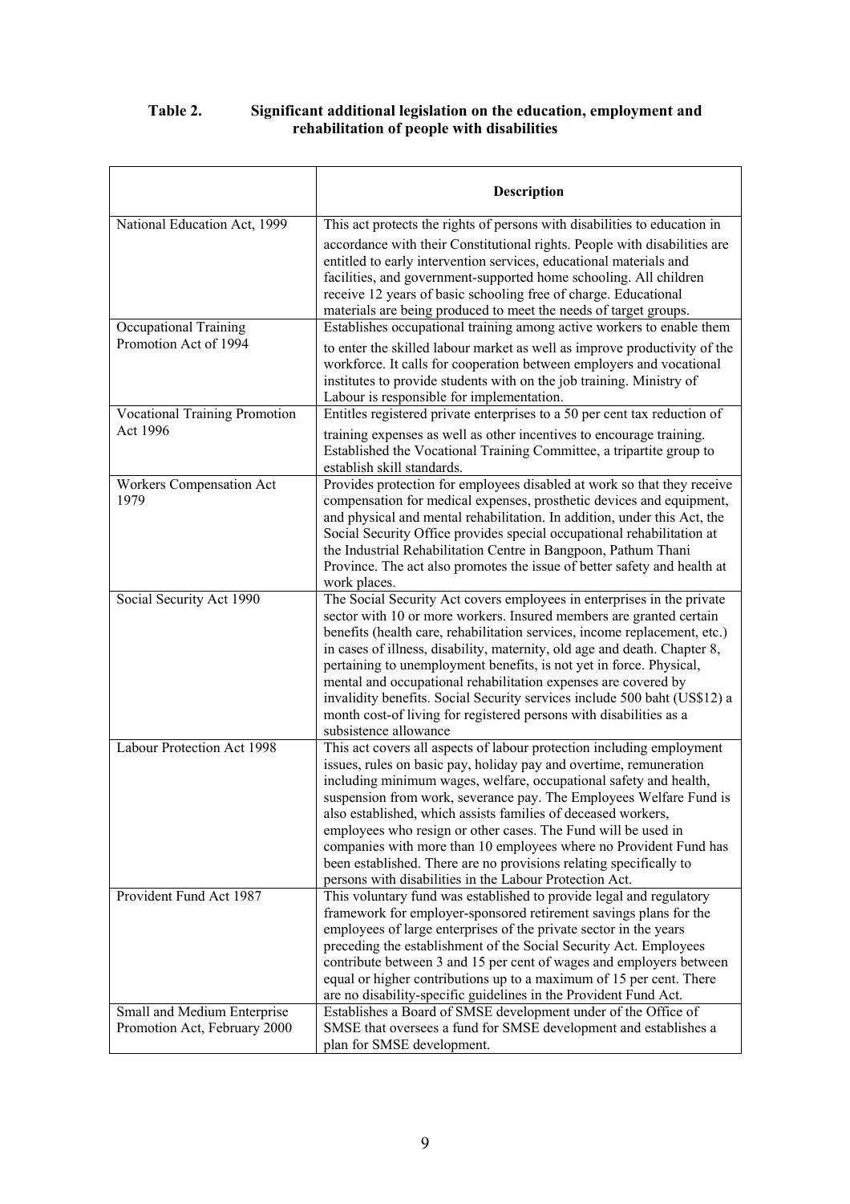**Table 2. Significant additional legislation on the education, employment and rehabilitation of people with disabilities**

| | Description |
|---|---|
| National Education Act, 1999 | This act protects the rights of persons with disabilities to education in accordance with their Constitutional rights. People with disabilities are entitled to early intervention services, educational materials and facilities, and government-supported home schooling. All children receive 12 years of basic schooling free of charge. Educational materials are being produced to meet the needs of target groups. |
| Occupational Training Promotion Act of 1994 | Establishes occupational training among active workers to enable them to enter the skilled labour market as well as improve productivity of the workforce. It calls for cooperation between employers and vocational institutes to provide students with on the job training. Ministry of Labour is responsible for implementation. |
| Vocational Training Promotion Act 1996 | Entitles registered private enterprises to a 50 per cent tax reduction of training expenses as well as other incentives to encourage training. Established the Vocational Training Committee, a tripartite group to establish skill standards. |
| Workers Compensation Act 1979 | Provides protection for employees disabled at work so that they receive compensation for medical expenses, prosthetic devices and equipment, and physical and mental rehabilitation. In addition, under this Act, the Social Security Office provides special occupational rehabilitation at the Industrial Rehabilitation Centre in Bangpoon, Pathum Thani Province. The act also promotes the issue of better safety and health at work places. |
| Social Security Act 1990 | The Social Security Act covers employees in enterprises in the private sector with 10 or more workers. Insured members are granted certain benefits (health care, rehabilitation services, income replacement, etc.) in cases of illness, disability, maternity, old age and death. Chapter 8, pertaining to unemployment benefits, is not yet in force. Physical, mental and occupational rehabilitation expenses are covered by invalidity benefits. Social Security services include 500 baht (US$12) a month cost-of living for registered persons with disabilities as a subsistence allowance |
| Labour Protection Act 1998 | This act covers all aspects of labour protection including employment issues, rules on basic pay, holiday pay and overtime, remuneration including minimum wages, welfare, occupational safety and health, suspension from work, severance pay. The Employees Welfare Fund is also established, which assists families of deceased workers, employees who resign or other cases. The Fund will be used in companies with more than 10 employees where no Provident Fund has been established. There are no provisions relating specifically to persons with disabilities in the Labour Protection Act. |
| Provident Fund Act 1987 | This voluntary fund was established to provide legal and regulatory framework for employer-sponsored retirement savings plans for the employees of large enterprises of the private sector in the years preceding the establishment of the Social Security Act. Employees contribute between 3 and 15 per cent of wages and employers between equal or higher contributions up to a maximum of 15 per cent. There are no disability-specific guidelines in the Provident Fund Act. |
| Small and Medium Enterprise Promotion Act, February 2000 | Establishes a Board of SMSE development under of the Office of SMSE that oversees a fund for SMSE development and establishes a plan for SMSE development. |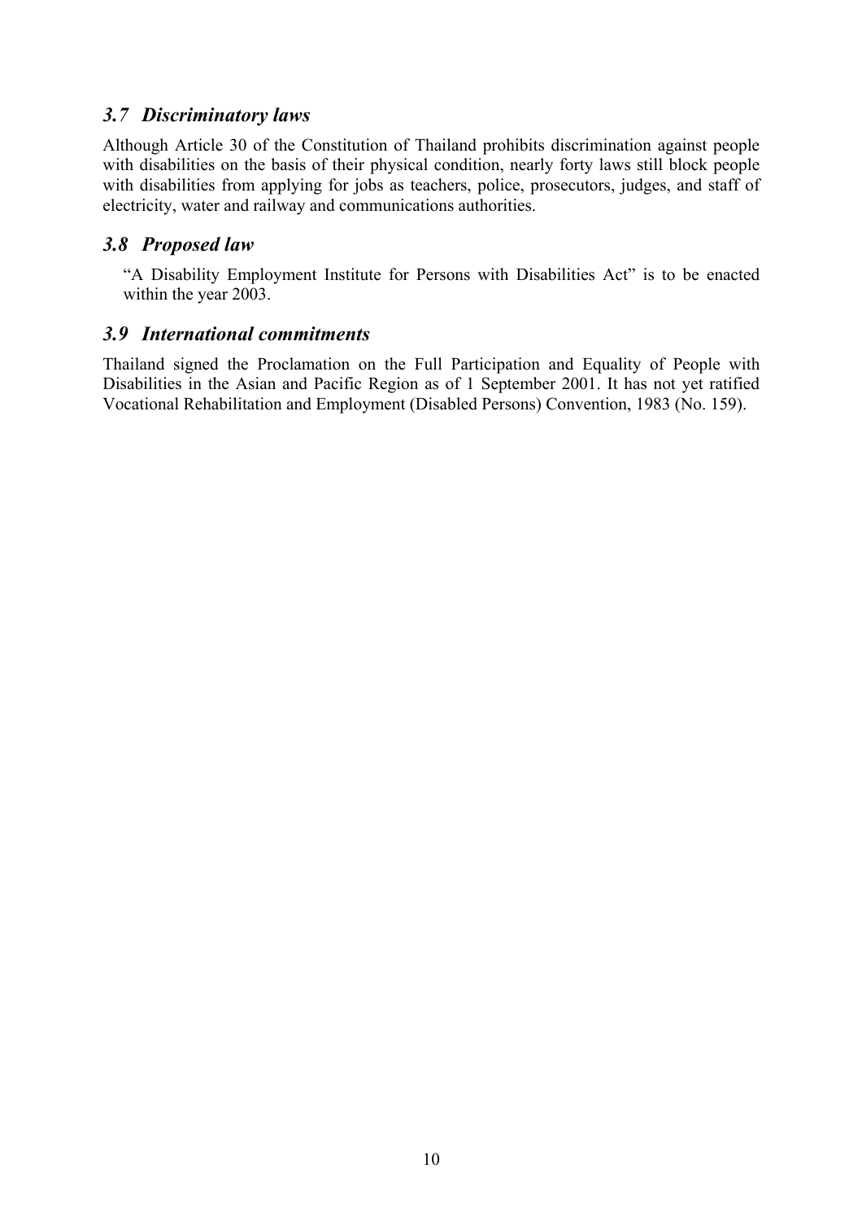### *3.7 Discriminatory laws*

Although Article 30 of the Constitution of Thailand prohibits discrimination against people with disabilities on the basis of their physical condition, nearly forty laws still block people with disabilities from applying for jobs as teachers, police, prosecutors, judges, and staff of electricity, water and railway and communications authorities.

### *3.8 Proposed law*

"A Disability Employment Institute for Persons with Disabilities Act" is to be enacted within the year 2003.

### *3.9 International commitments*

Thailand signed the Proclamation on the Full Participation and Equality of People with Disabilities in the Asian and Pacific Region as of 1 September 2001. It has not yet ratified Vocational Rehabilitation and Employment (Disabled Persons) Convention, 1983 (No. 159).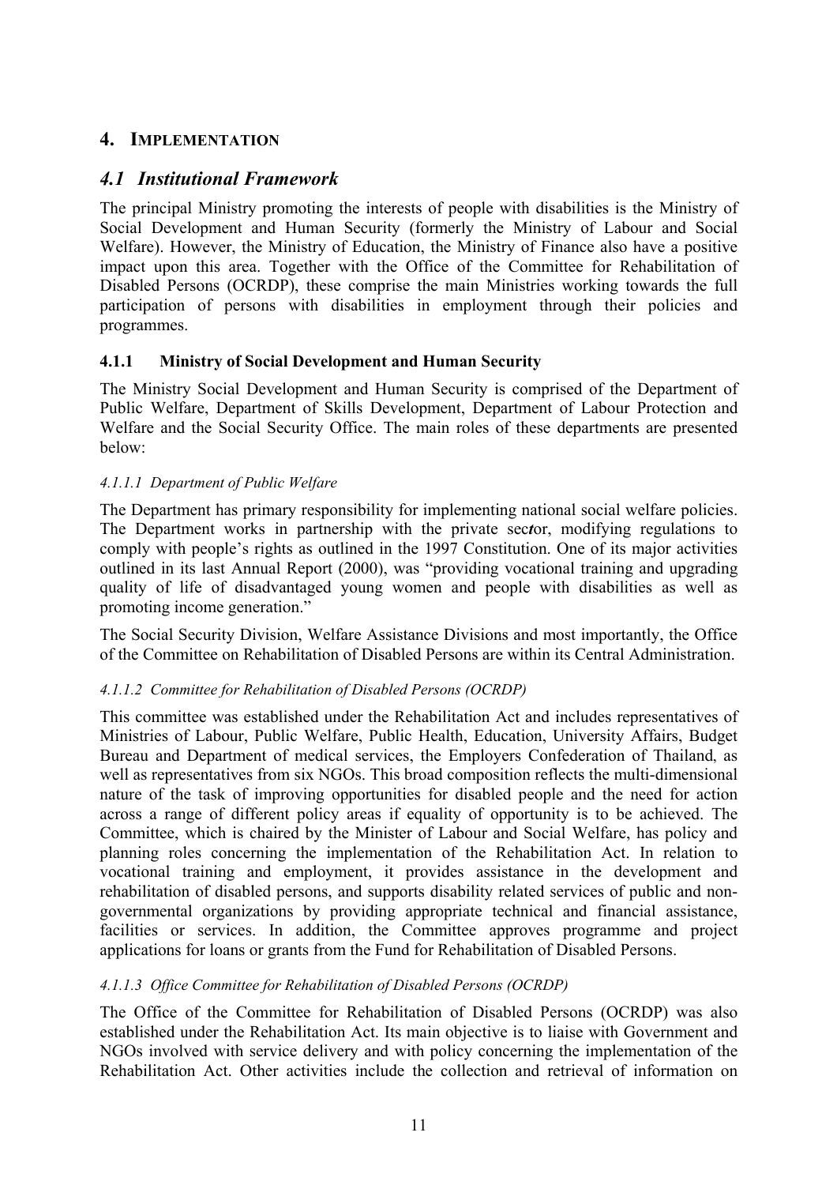## 4. IMPLEMENTATION

### *4.1 Institutional Framework*

The principal Ministry promoting the interests of people with disabilities is the Ministry of Social Development and Human Security (formerly the Ministry of Labour and Social Welfare). However, the Ministry of Education, the Ministry of Finance also have a positive impact upon this area. Together with the Office of the Committee for Rehabilitation of Disabled Persons (OCRDP), these comprise the main Ministries working towards the full participation of persons with disabilities in employment through their policies and programmes.

#### 4.1.1 Ministry of Social Development and Human Security

The Ministry Social Development and Human Security is comprised of the Department of Public Welfare, Department of Skills Development, Department of Labour Protection and Welfare and the Social Security Office. The main roles of these departments are presented below:

##### *4.1.1.1 Department of Public Welfare*

The Department has primary responsibility for implementing national social welfare policies. The Department works in partnership with the private sector, modifying regulations to comply with people's rights as outlined in the 1997 Constitution. One of its major activities outlined in its last Annual Report (2000), was "providing vocational training and upgrading quality of life of disadvantaged young women and people with disabilities as well as promoting income generation."

The Social Security Division, Welfare Assistance Divisions and most importantly, the Office of the Committee on Rehabilitation of Disabled Persons are within its Central Administration.

##### *4.1.1.2 Committee for Rehabilitation of Disabled Persons (OCRDP)*

This committee was established under the Rehabilitation Act and includes representatives of Ministries of Labour, Public Welfare, Public Health, Education, University Affairs, Budget Bureau and Department of medical services, the Employers Confederation of Thailand, as well as representatives from six NGOs. This broad composition reflects the multi-dimensional nature of the task of improving opportunities for disabled people and the need for action across a range of different policy areas if equality of opportunity is to be achieved. The Committee, which is chaired by the Minister of Labour and Social Welfare, has policy and planning roles concerning the implementation of the Rehabilitation Act. In relation to vocational training and employment, it provides assistance in the development and rehabilitation of disabled persons, and supports disability related services of public and non-governmental organizations by providing appropriate technical and financial assistance, facilities or services. In addition, the Committee approves programme and project applications for loans or grants from the Fund for Rehabilitation of Disabled Persons.

##### *4.1.1.3 Office Committee for Rehabilitation of Disabled Persons (OCRDP)*

The Office of the Committee for Rehabilitation of Disabled Persons (OCRDP) was also established under the Rehabilitation Act. Its main objective is to liaise with Government and NGOs involved with service delivery and with policy concerning the implementation of the Rehabilitation Act. Other activities include the collection and retrieval of information on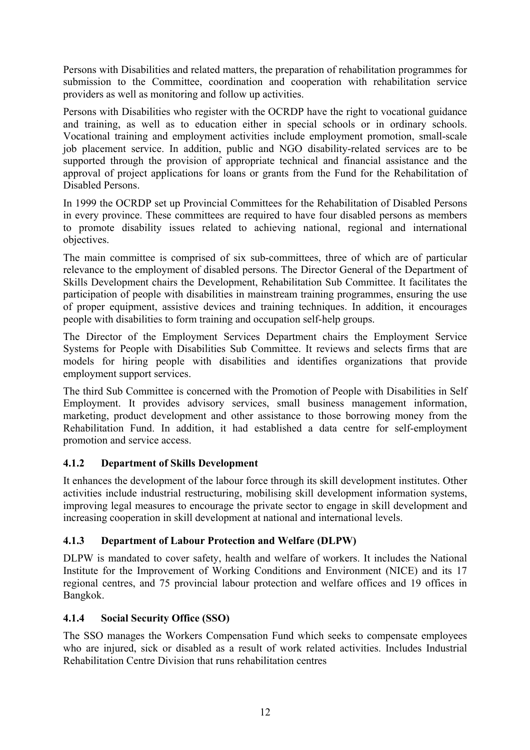Persons with Disabilities and related matters, the preparation of rehabilitation programmes for submission to the Committee, coordination and cooperation with rehabilitation service providers as well as monitoring and follow up activities.

Persons with Disabilities who register with the OCRDP have the right to vocational guidance and training, as well as to education either in special schools or in ordinary schools. Vocational training and employment activities include employment promotion, small-scale job placement service. In addition, public and NGO disability-related services are to be supported through the provision of appropriate technical and financial assistance and the approval of project applications for loans or grants from the Fund for the Rehabilitation of Disabled Persons.

In 1999 the OCRDP set up Provincial Committees for the Rehabilitation of Disabled Persons in every province. These committees are required to have four disabled persons as members to promote disability issues related to achieving national, regional and international objectives.

The main committee is comprised of six sub-committees, three of which are of particular relevance to the employment of disabled persons. The Director General of the Department of Skills Development chairs the Development, Rehabilitation Sub Committee. It facilitates the participation of people with disabilities in mainstream training programmes, ensuring the use of proper equipment, assistive devices and training techniques. In addition, it encourages people with disabilities to form training and occupation self-help groups.

The Director of the Employment Services Department chairs the Employment Service Systems for People with Disabilities Sub Committee. It reviews and selects firms that are models for hiring people with disabilities and identifies organizations that provide employment support services.

The third Sub Committee is concerned with the Promotion of People with Disabilities in Self Employment. It provides advisory services, small business management information, marketing, product development and other assistance to those borrowing money from the Rehabilitation Fund. In addition, it had established a data centre for self-employment promotion and service access.

### 4.1.2 Department of Skills Development

It enhances the development of the labour force through its skill development institutes. Other activities include industrial restructuring, mobilising skill development information systems, improving legal measures to encourage the private sector to engage in skill development and increasing cooperation in skill development at national and international levels.

### 4.1.3 Department of Labour Protection and Welfare (DLPW)

DLPW is mandated to cover safety, health and welfare of workers. It includes the National Institute for the Improvement of Working Conditions and Environment (NICE) and its 17 regional centres, and 75 provincial labour protection and welfare offices and 19 offices in Bangkok.

### 4.1.4 Social Security Office (SSO)

The SSO manages the Workers Compensation Fund which seeks to compensate employees who are injured, sick or disabled as a result of work related activities. Includes Industrial Rehabilitation Centre Division that runs rehabilitation centres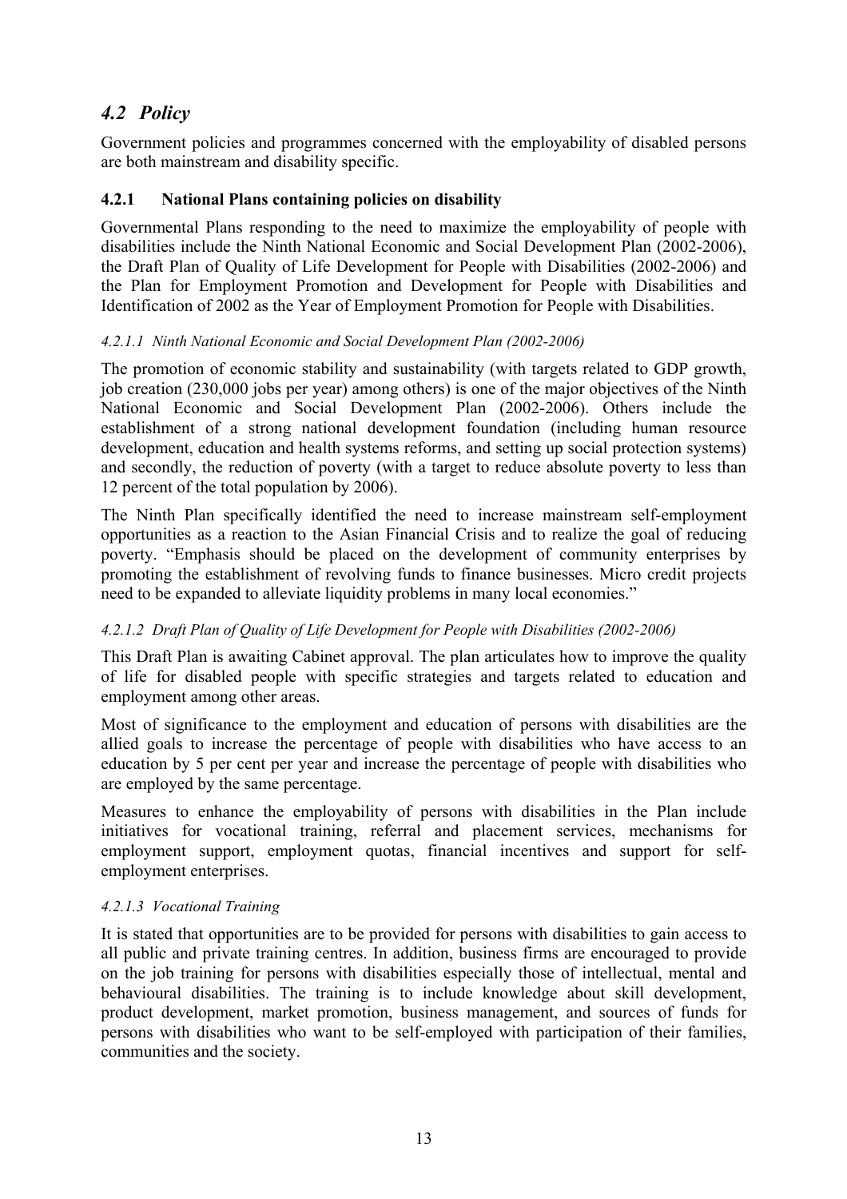## *4.2 Policy*

Government policies and programmes concerned with the employability of disabled persons are both mainstream and disability specific.

### 4.2.1 National Plans containing policies on disability

Governmental Plans responding to the need to maximize the employability of people with disabilities include the Ninth National Economic and Social Development Plan (2002-2006), the Draft Plan of Quality of Life Development for People with Disabilities (2002-2006) and the Plan for Employment Promotion and Development for People with Disabilities and Identification of 2002 as the Year of Employment Promotion for People with Disabilities.

#### *4.2.1.1 Ninth National Economic and Social Development Plan (2002-2006)*

The promotion of economic stability and sustainability (with targets related to GDP growth, job creation (230,000 jobs per year) among others) is one of the major objectives of the Ninth National Economic and Social Development Plan (2002-2006). Others include the establishment of a strong national development foundation (including human resource development, education and health systems reforms, and setting up social protection systems) and secondly, the reduction of poverty (with a target to reduce absolute poverty to less than 12 percent of the total population by 2006).

The Ninth Plan specifically identified the need to increase mainstream self-employment opportunities as a reaction to the Asian Financial Crisis and to realize the goal of reducing poverty. "Emphasis should be placed on the development of community enterprises by promoting the establishment of revolving funds to finance businesses. Micro credit projects need to be expanded to alleviate liquidity problems in many local economies."

#### *4.2.1.2 Draft Plan of Quality of Life Development for People with Disabilities (2002-2006)*

This Draft Plan is awaiting Cabinet approval. The plan articulates how to improve the quality of life for disabled people with specific strategies and targets related to education and employment among other areas.

Most of significance to the employment and education of persons with disabilities are the allied goals to increase the percentage of people with disabilities who have access to an education by 5 per cent per year and increase the percentage of people with disabilities who are employed by the same percentage.

Measures to enhance the employability of persons with disabilities in the Plan include initiatives for vocational training, referral and placement services, mechanisms for employment support, employment quotas, financial incentives and support for self-employment enterprises.

#### *4.2.1.3 Vocational Training*

It is stated that opportunities are to be provided for persons with disabilities to gain access to all public and private training centres. In addition, business firms are encouraged to provide on the job training for persons with disabilities especially those of intellectual, mental and behavioural disabilities. The training is to include knowledge about skill development, product development, market promotion, business management, and sources of funds for persons with disabilities who want to be self-employed with participation of their families, communities and the society.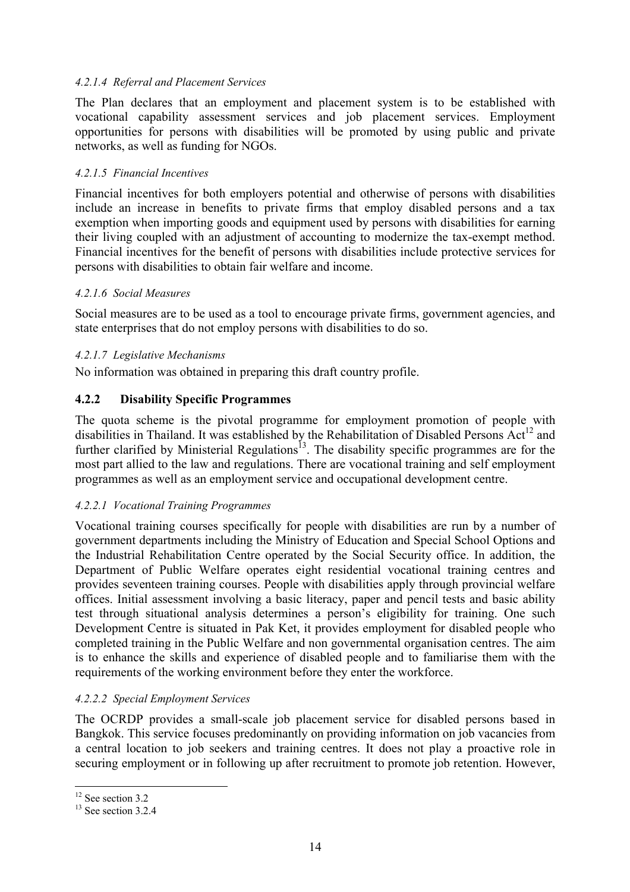#### *4.2.1.4 Referral and Placement Services*

The Plan declares that an employment and placement system is to be established with vocational capability assessment services and job placement services. Employment opportunities for persons with disabilities will be promoted by using public and private networks, as well as funding for NGOs.

#### *4.2.1.5 Financial Incentives*

Financial incentives for both employers potential and otherwise of persons with disabilities include an increase in benefits to private firms that employ disabled persons and a tax exemption when importing goods and equipment used by persons with disabilities for earning their living coupled with an adjustment of accounting to modernize the tax-exempt method. Financial incentives for the benefit of persons with disabilities include protective services for persons with disabilities to obtain fair welfare and income.

#### *4.2.1.6 Social Measures*

Social measures are to be used as a tool to encourage private firms, government agencies, and state enterprises that do not employ persons with disabilities to do so.

#### *4.2.1.7 Legislative Mechanisms*

No information was obtained in preparing this draft country profile.

### **4.2.2 Disability Specific Programmes**

The quota scheme is the pivotal programme for employment promotion of people with disabilities in Thailand. It was established by the Rehabilitation of Disabled Persons Act[12] and further clarified by Ministerial Regulations[13]. The disability specific programmes are for the most part allied to the law and regulations. There are vocational training and self employment programmes as well as an employment service and occupational development centre.

#### *4.2.2.1 Vocational Training Programmes*

Vocational training courses specifically for people with disabilities are run by a number of government departments including the Ministry of Education and Special School Options and the Industrial Rehabilitation Centre operated by the Social Security office. In addition, the Department of Public Welfare operates eight residential vocational training centres and provides seventeen training courses. People with disabilities apply through provincial welfare offices. Initial assessment involving a basic literacy, paper and pencil tests and basic ability test through situational analysis determines a person's eligibility for training. One such Development Centre is situated in Pak Ket, it provides employment for disabled people who completed training in the Public Welfare and non governmental organisation centres. The aim is to enhance the skills and experience of disabled people and to familiarise them with the requirements of the working environment before they enter the workforce.

#### *4.2.2.2 Special Employment Services*

The OCRDP provides a small-scale job placement service for disabled persons based in Bangkok. This service focuses predominantly on providing information on job vacancies from a central location to job seekers and training centres. It does not play a proactive role in securing employment or in following up after recruitment to promote job retention. However,

---

[12] See section 3.2

[13] See section 3.2.4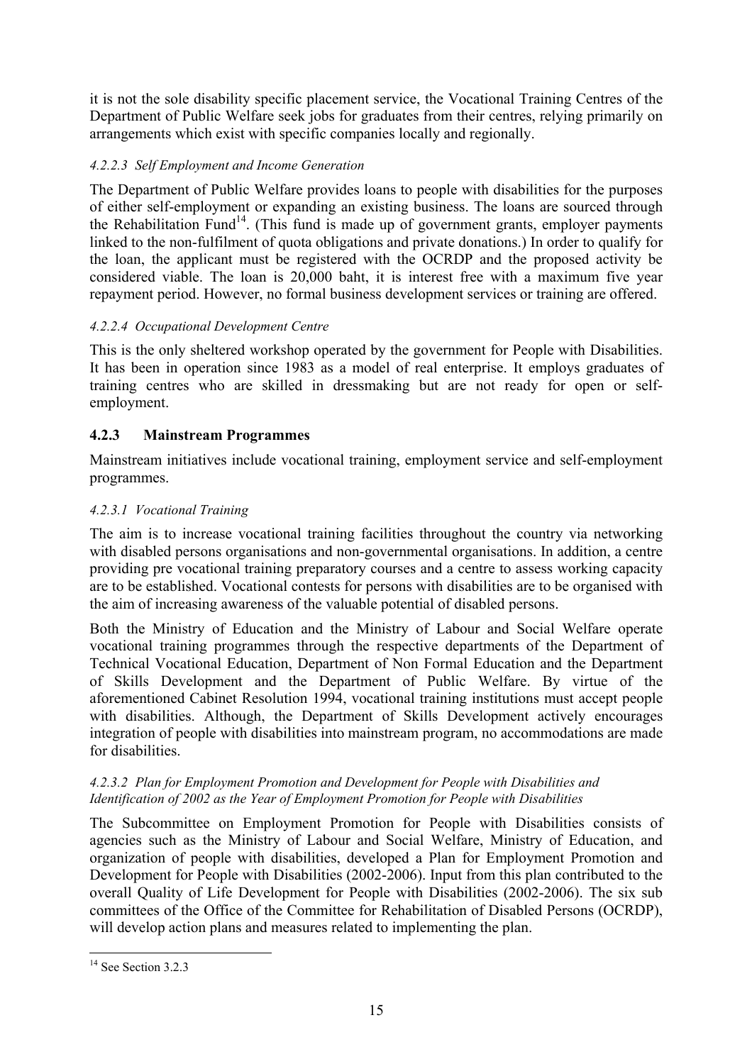it is not the sole disability specific placement service, the Vocational Training Centres of the Department of Public Welfare seek jobs for graduates from their centres, relying primarily on arrangements which exist with specific companies locally and regionally.

#### *4.2.2.3 Self Employment and Income Generation*

The Department of Public Welfare provides loans to people with disabilities for the purposes of either self-employment or expanding an existing business. The loans are sourced through the Rehabilitation Fund[14]. (This fund is made up of government grants, employer payments linked to the non-fulfilment of quota obligations and private donations.) In order to qualify for the loan, the applicant must be registered with the OCRDP and the proposed activity be considered viable. The loan is 20,000 baht, it is interest free with a maximum five year repayment period. However, no formal business development services or training are offered.

#### *4.2.2.4 Occupational Development Centre*

This is the only sheltered workshop operated by the government for People with Disabilities. It has been in operation since 1983 as a model of real enterprise. It employs graduates of training centres who are skilled in dressmaking but are not ready for open or self-employment.

### 4.2.3 Mainstream Programmes

Mainstream initiatives include vocational training, employment service and self-employment programmes.

#### *4.2.3.1 Vocational Training*

The aim is to increase vocational training facilities throughout the country via networking with disabled persons organisations and non-governmental organisations. In addition, a centre providing pre vocational training preparatory courses and a centre to assess working capacity are to be established. Vocational contests for persons with disabilities are to be organised with the aim of increasing awareness of the valuable potential of disabled persons.

Both the Ministry of Education and the Ministry of Labour and Social Welfare operate vocational training programmes through the respective departments of the Department of Technical Vocational Education, Department of Non Formal Education and the Department of Skills Development and the Department of Public Welfare. By virtue of the aforementioned Cabinet Resolution 1994, vocational training institutions must accept people with disabilities. Although, the Department of Skills Development actively encourages integration of people with disabilities into mainstream program, no accommodations are made for disabilities.

#### *4.2.3.2 Plan for Employment Promotion and Development for People with Disabilities and Identification of 2002 as the Year of Employment Promotion for People with Disabilities*

The Subcommittee on Employment Promotion for People with Disabilities consists of agencies such as the Ministry of Labour and Social Welfare, Ministry of Education, and organization of people with disabilities, developed a Plan for Employment Promotion and Development for People with Disabilities (2002-2006). Input from this plan contributed to the overall Quality of Life Development for People with Disabilities (2002-2006). The six sub committees of the Office of the Committee for Rehabilitation of Disabled Persons (OCRDP), will develop action plans and measures related to implementing the plan.

---

[14] See Section 3.2.3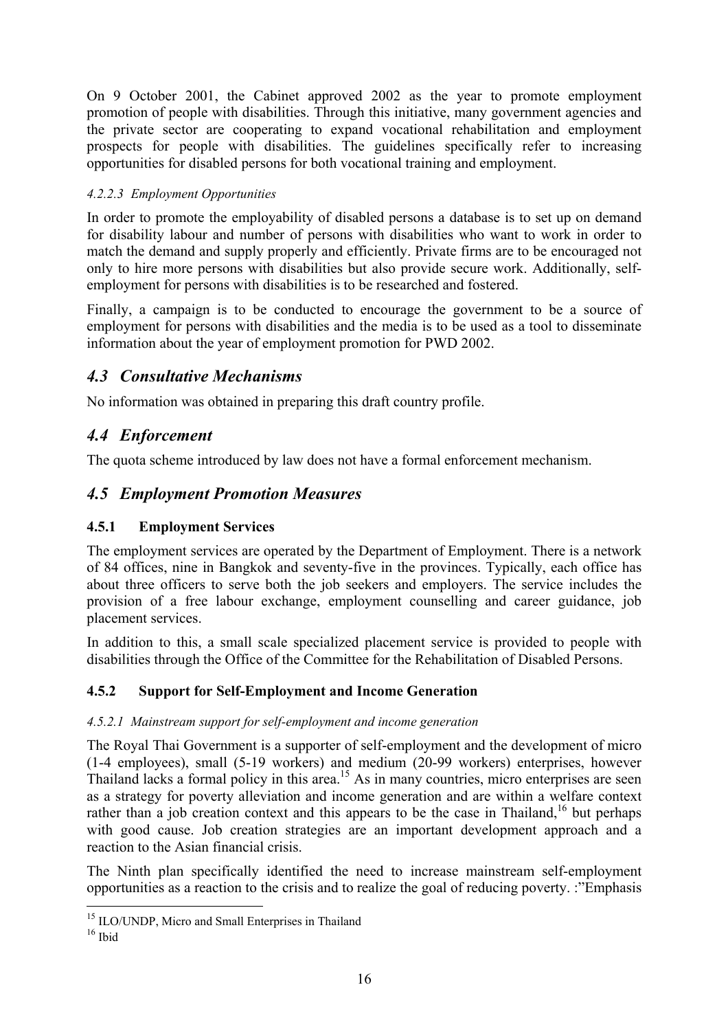On 9 October 2001, the Cabinet approved 2002 as the year to promote employment promotion of people with disabilities. Through this initiative, many government agencies and the private sector are cooperating to expand vocational rehabilitation and employment prospects for people with disabilities. The guidelines specifically refer to increasing opportunities for disabled persons for both vocational training and employment.

#### *4.2.2.3 Employment Opportunities*

In order to promote the employability of disabled persons a database is to set up on demand for disability labour and number of persons with disabilities who want to work in order to match the demand and supply properly and efficiently. Private firms are to be encouraged not only to hire more persons with disabilities but also provide secure work. Additionally, self-employment for persons with disabilities is to be researched and fostered.

Finally, a campaign is to be conducted to encourage the government to be a source of employment for persons with disabilities and the media is to be used as a tool to disseminate information about the year of employment promotion for PWD 2002.

## *4.3 Consultative Mechanisms*

No information was obtained in preparing this draft country profile.

## *4.4 Enforcement*

The quota scheme introduced by law does not have a formal enforcement mechanism.

## *4.5 Employment Promotion Measures*

### 4.5.1 Employment Services

The employment services are operated by the Department of Employment. There is a network of 84 offices, nine in Bangkok and seventy-five in the provinces. Typically, each office has about three officers to serve both the job seekers and employers. The service includes the provision of a free labour exchange, employment counselling and career guidance, job placement services.

In addition to this, a small scale specialized placement service is provided to people with disabilities through the Office of the Committee for the Rehabilitation of Disabled Persons.

### 4.5.2 Support for Self-Employment and Income Generation

#### *4.5.2.1 Mainstream support for self-employment and income generation*

The Royal Thai Government is a supporter of self-employment and the development of micro (1-4 employees), small (5-19 workers) and medium (20-99 workers) enterprises, however Thailand lacks a formal policy in this area.[15] As in many countries, micro enterprises are seen as a strategy for poverty alleviation and income generation and are within a welfare context rather than a job creation context and this appears to be the case in Thailand,[16] but perhaps with good cause. Job creation strategies are an important development approach and a reaction to the Asian financial crisis.

The Ninth plan specifically identified the need to increase mainstream self-employment opportunities as a reaction to the crisis and to realize the goal of reducing poverty. :"Emphasis

[15] ILO/UNDP, Micro and Small Enterprises in Thailand

[16] Ibid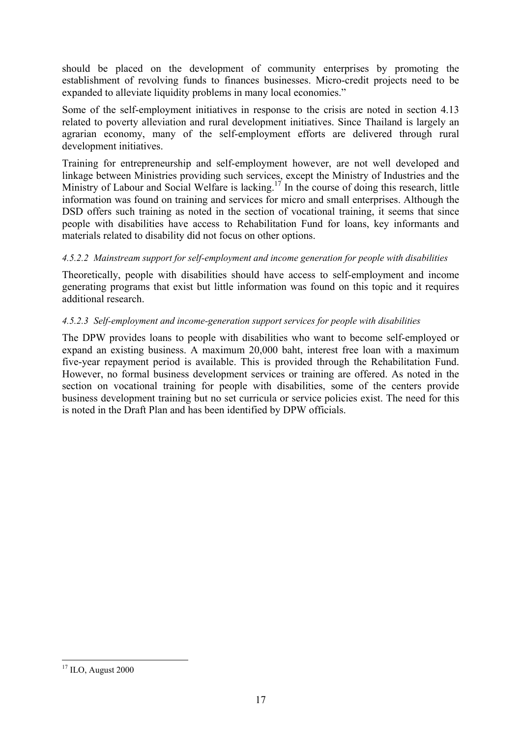should be placed on the development of community enterprises by promoting the establishment of revolving funds to finances businesses. Micro-credit projects need to be expanded to alleviate liquidity problems in many local economies."

Some of the self-employment initiatives in response to the crisis are noted in section 4.13 related to poverty alleviation and rural development initiatives. Since Thailand is largely an agrarian economy, many of the self-employment efforts are delivered through rural development initiatives.

Training for entrepreneurship and self-employment however, are not well developed and linkage between Ministries providing such services, except the Ministry of Industries and the Ministry of Labour and Social Welfare is lacking.[17] In the course of doing this research, little information was found on training and services for micro and small enterprises. Although the DSD offers such training as noted in the section of vocational training, it seems that since people with disabilities have access to Rehabilitation Fund for loans, key informants and materials related to disability did not focus on other options.

#### *4.5.2.2 Mainstream support for self-employment and income generation for people with disabilities*

Theoretically, people with disabilities should have access to self-employment and income generating programs that exist but little information was found on this topic and it requires additional research.

#### *4.5.2.3 Self-employment and income-generation support services for people with disabilities*

The DPW provides loans to people with disabilities who want to become self-employed or expand an existing business. A maximum 20,000 baht, interest free loan with a maximum five-year repayment period is available. This is provided through the Rehabilitation Fund. However, no formal business development services or training are offered. As noted in the section on vocational training for people with disabilities, some of the centers provide business development training but no set curricula or service policies exist. The need for this is noted in the Draft Plan and has been identified by DPW officials.

---

[17] ILO, August 2000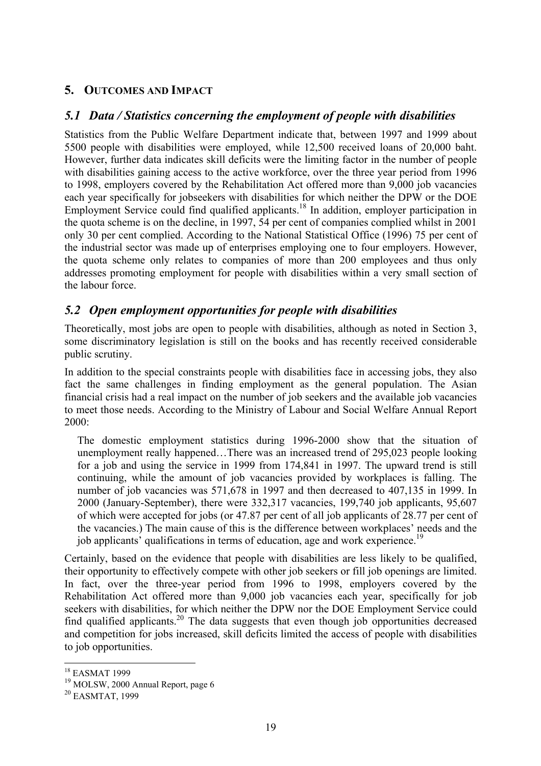## 5. OUTCOMES AND IMPACT

### *5.1 Data / Statistics concerning the employment of people with disabilities*

Statistics from the Public Welfare Department indicate that, between 1997 and 1999 about 5500 people with disabilities were employed, while 12,500 received loans of 20,000 baht. However, further data indicates skill deficits were the limiting factor in the number of people with disabilities gaining access to the active workforce, over the three year period from 1996 to 1998, employers covered by the Rehabilitation Act offered more than 9,000 job vacancies each year specifically for jobseekers with disabilities for which neither the DPW or the DOE Employment Service could find qualified applicants.[18] In addition, employer participation in the quota scheme is on the decline, in 1997, 54 per cent of companies complied whilst in 2001 only 30 per cent complied. According to the National Statistical Office (1996) 75 per cent of the industrial sector was made up of enterprises employing one to four employers. However, the quota scheme only relates to companies of more than 200 employees and thus only addresses promoting employment for people with disabilities within a very small section of the labour force.

### *5.2 Open employment opportunities for people with disabilities*

Theoretically, most jobs are open to people with disabilities, although as noted in Section 3, some discriminatory legislation is still on the books and has recently received considerable public scrutiny.

In addition to the special constraints people with disabilities face in accessing jobs, they also fact the same challenges in finding employment as the general population. The Asian financial crisis had a real impact on the number of job seekers and the available job vacancies to meet those needs. According to the Ministry of Labour and Social Welfare Annual Report 2000:

> The domestic employment statistics during 1996-2000 show that the situation of unemployment really happened…There was an increased trend of 295,023 people looking for a job and using the service in 1999 from 174,841 in 1997. The upward trend is still continuing, while the amount of job vacancies provided by workplaces is falling. The number of job vacancies was 571,678 in 1997 and then decreased to 407,135 in 1999. In 2000 (January-September), there were 332,317 vacancies, 199,740 job applicants, 95,607 of which were accepted for jobs (or 47.87 per cent of all job applicants of 28.77 per cent of the vacancies.) The main cause of this is the difference between workplaces' needs and the job applicants' qualifications in terms of education, age and work experience.[19]

Certainly, based on the evidence that people with disabilities are less likely to be qualified, their opportunity to effectively compete with other job seekers or fill job openings are limited. In fact, over the three-year period from 1996 to 1998, employers covered by the Rehabilitation Act offered more than 9,000 job vacancies each year, specifically for job seekers with disabilities, for which neither the DPW nor the DOE Employment Service could find qualified applicants.[20] The data suggests that even though job opportunities decreased and competition for jobs increased, skill deficits limited the access of people with disabilities to job opportunities.

---

[18] EASMAT 1999

[19] MOLSW, 2000 Annual Report, page 6

[20] EASMTAT, 1999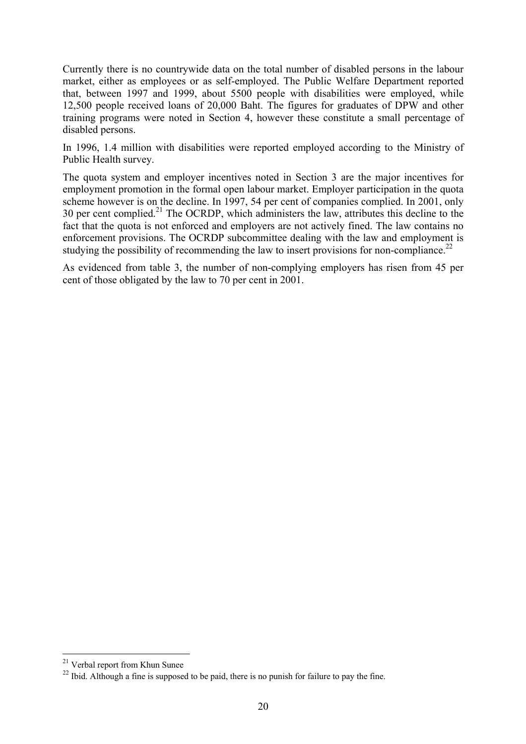Currently there is no countrywide data on the total number of disabled persons in the labour market, either as employees or as self-employed. The Public Welfare Department reported that, between 1997 and 1999, about 5500 people with disabilities were employed, while 12,500 people received loans of 20,000 Baht. The figures for graduates of DPW and other training programs were noted in Section 4, however these constitute a small percentage of disabled persons.

In 1996, 1.4 million with disabilities were reported employed according to the Ministry of Public Health survey.

The quota system and employer incentives noted in Section 3 are the major incentives for employment promotion in the formal open labour market. Employer participation in the quota scheme however is on the decline. In 1997, 54 per cent of companies complied. In 2001, only 30 per cent complied.[21] The OCRDP, which administers the law, attributes this decline to the fact that the quota is not enforced and employers are not actively fined. The law contains no enforcement provisions. The OCRDP subcommittee dealing with the law and employment is studying the possibility of recommending the law to insert provisions for non-compliance.[22]

As evidenced from table 3, the number of non-complying employers has risen from 45 per cent of those obligated by the law to 70 per cent in 2001.

---

[21] Verbal report from Khun Sunee

[22] Ibid. Although a fine is supposed to be paid, there is no punish for failure to pay the fine.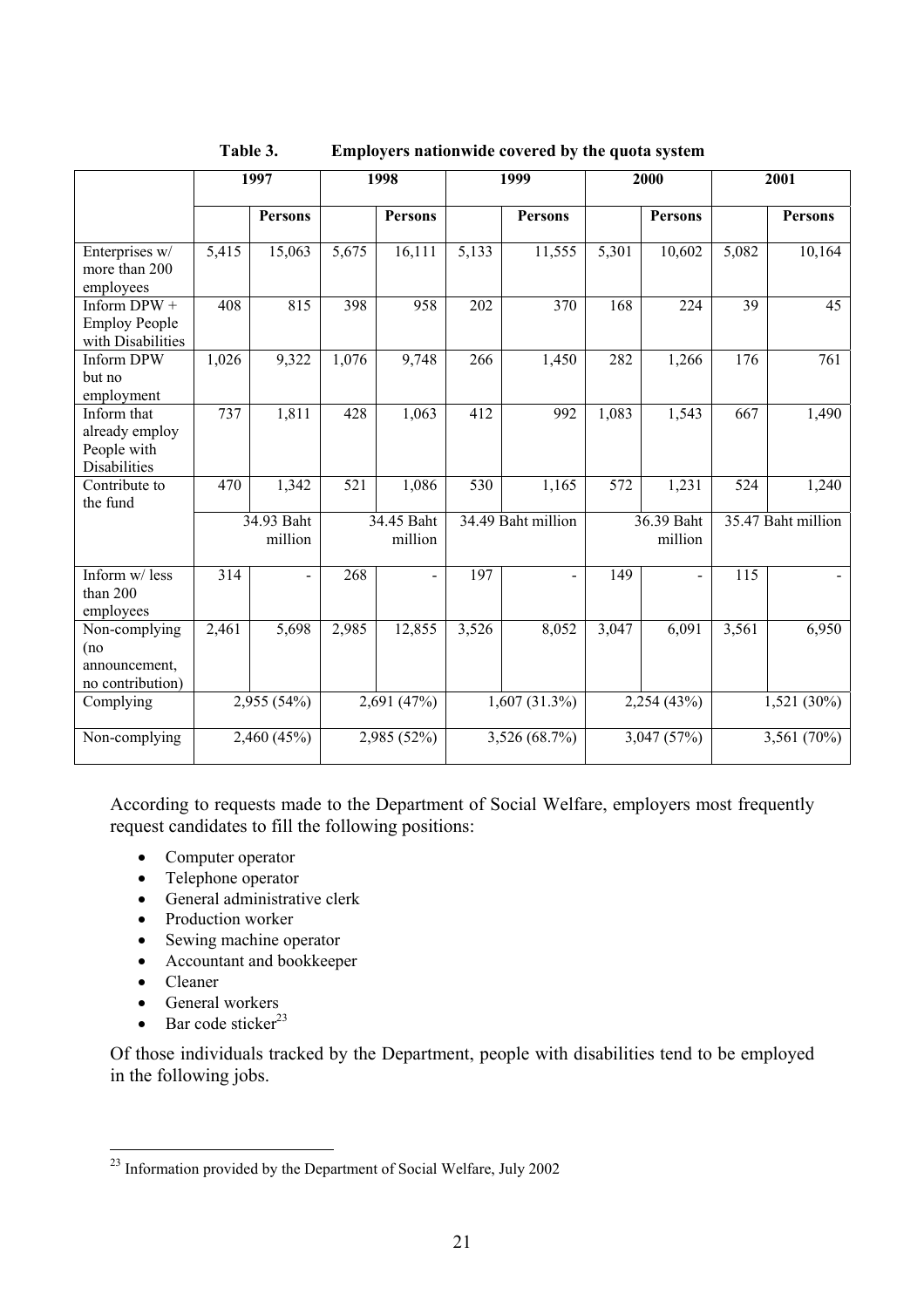**Table 3. Employers nationwide covered by the quota system**

| | 1997 | | 1998 | | 1999 | | 2000 | | 2001 | |
|---|---|---|---|---|---|---|---|---|---|---|
| | | Persons | | Persons | | Persons | | Persons | | Persons |
| Enterprises w/ more than 200 employees | 5,415 | 15,063 | 5,675 | 16,111 | 5,133 | 11,555 | 5,301 | 10,602 | 5,082 | 10,164 |
| Inform DPW + Employ People with Disabilities | 408 | 815 | 398 | 958 | 202 | 370 | 168 | 224 | 39 | 45 |
| Inform DPW but no employment | 1,026 | 9,322 | 1,076 | 9,748 | 266 | 1,450 | 282 | 1,266 | 176 | 761 |
| Inform that already employ People with Disabilities | 737 | 1,811 | 428 | 1,063 | 412 | 992 | 1,083 | 1,543 | 667 | 1,490 |
| Contribute to the fund | 470 | 1,342 | 521 | 1,086 | 530 | 1,165 | 572 | 1,231 | 524 | 1,240 |
| | 34.93 Baht million | | 34.45 Baht million | | 34.49 Baht million | | 36.39 Baht million | | 35.47 Baht million | |
| Inform w/ less than 200 employees | 314 | - | 268 | - | 197 | - | 149 | - | 115 | - |
| Non-complying (no announcement, no contribution) | 2,461 | 5,698 | 2,985 | 12,855 | 3,526 | 8,052 | 3,047 | 6,091 | 3,561 | 6,950 |
| Complying | 2,955 (54%) | | 2,691 (47%) | | 1,607 (31.3%) | | 2,254 (43%) | | 1,521 (30%) | |
| Non-complying | 2,460 (45%) | | 2,985 (52%) | | 3,526 (68.7%) | | 3,047 (57%) | | 3,561 (70%) | |

According to requests made to the Department of Social Welfare, employers most frequently request candidates to fill the following positions:

- Computer operator
- Telephone operator
- General administrative clerk
- Production worker
- Sewing machine operator
- Accountant and bookkeeper
- Cleaner
- General workers
- Bar code sticker[23]

Of those individuals tracked by the Department, people with disabilities tend to be employed in the following jobs.

[23] Information provided by the Department of Social Welfare, July 2002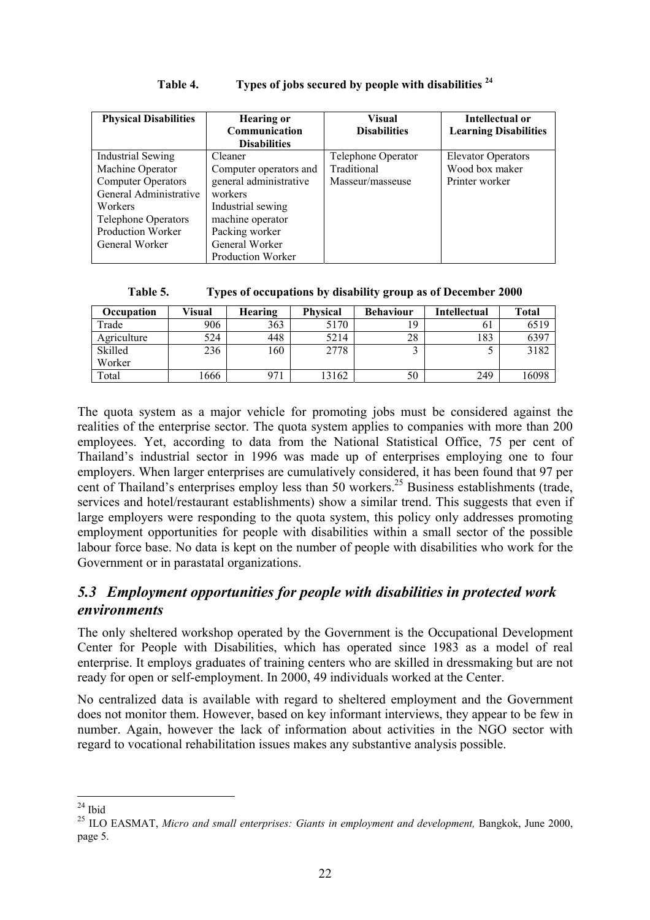**Table 4. Types of jobs secured by people with disabilities [24]**

| Physical Disabilities | Hearing or Communication Disabilities | Visual Disabilities | Intellectual or Learning Disabilities |
|---|---|---|---|
| Industrial Sewing Machine Operator<br>Computer Operators<br>General Administrative Workers<br>Telephone Operators<br>Production Worker<br>General Worker | Cleaner<br>Computer operators and general administrative workers<br>Industrial sewing machine operator<br>Packing worker<br>General Worker<br>Production Worker | Telephone Operator<br>Traditional Masseur/masseuse | Elevator Operators<br>Wood box maker<br>Printer worker |

**Table 5. Types of occupations by disability group as of December 2000**

| Occupation | Visual | Hearing | Physical | Behaviour | Intellectual | Total |
|---|---|---|---|---|---|---|
| Trade | 906 | 363 | 5170 | 19 | 61 | 6519 |
| Agriculture | 524 | 448 | 5214 | 28 | 183 | 6397 |
| Skilled Worker | 236 | 160 | 2778 | 3 | 5 | 3182 |
| Total | 1666 | 971 | 13162 | 50 | 249 | 16098 |

The quota system as a major vehicle for promoting jobs must be considered against the realities of the enterprise sector. The quota system applies to companies with more than 200 employees. Yet, according to data from the National Statistical Office, 75 per cent of Thailand's industrial sector in 1996 was made up of enterprises employing one to four employers. When larger enterprises are cumulatively considered, it has been found that 97 per cent of Thailand's enterprises employ less than 50 workers.[25] Business establishments (trade, services and hotel/restaurant establishments) show a similar trend. This suggests that even if large employers were responding to the quota system, this policy only addresses promoting employment opportunities for people with disabilities within a small sector of the possible labour force base. No data is kept on the number of people with disabilities who work for the Government or in parastatal organizations.

## *5.3 Employment opportunities for people with disabilities in protected work environments*

The only sheltered workshop operated by the Government is the Occupational Development Center for People with Disabilities, which has operated since 1983 as a model of real enterprise. It employs graduates of training centers who are skilled in dressmaking but are not ready for open or self-employment. In 2000, 49 individuals worked at the Center.

No centralized data is available with regard to sheltered employment and the Government does not monitor them. However, based on key informant interviews, they appear to be few in number. Again, however the lack of information about activities in the NGO sector with regard to vocational rehabilitation issues makes any substantive analysis possible.

---

[24] Ibid

[25] ILO EASMAT, *Micro and small enterprises: Giants in employment and development,* Bangkok, June 2000, page 5.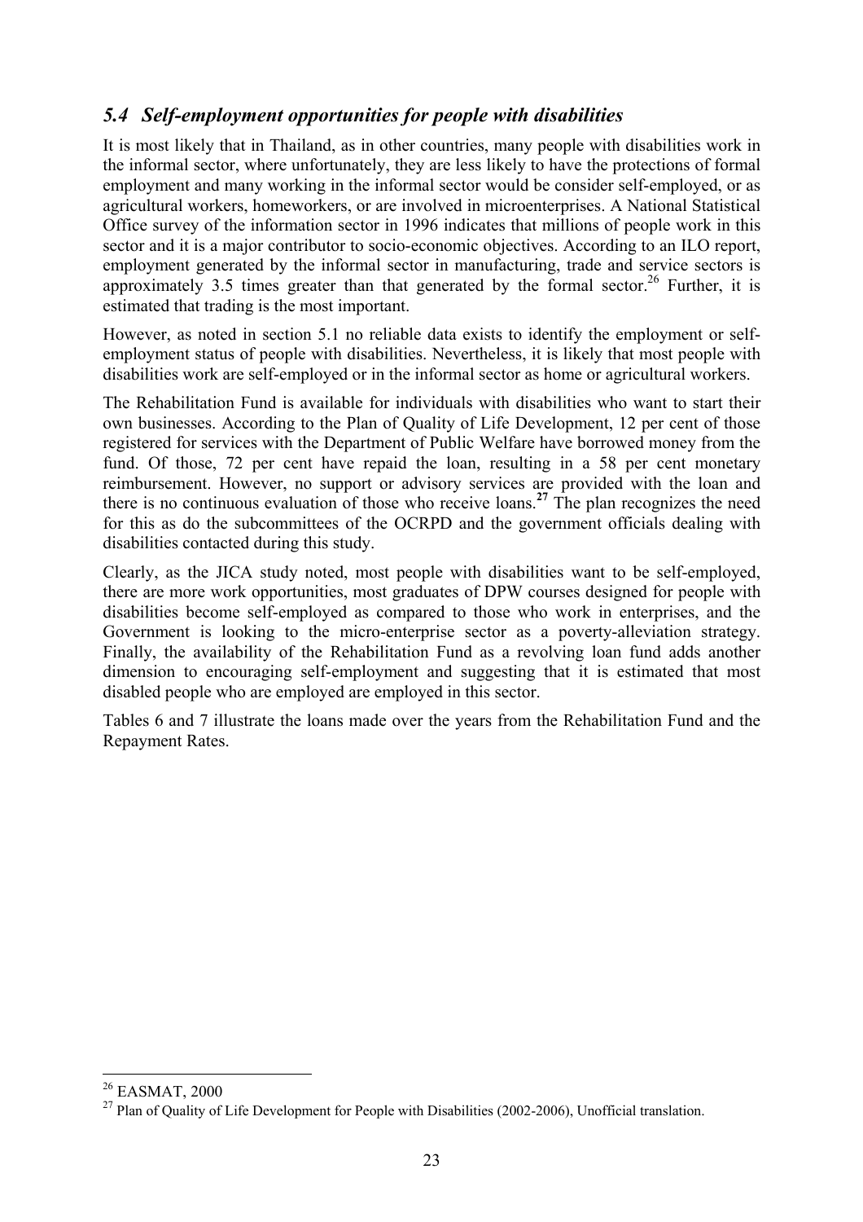## *5.4 Self-employment opportunities for people with disabilities*

It is most likely that in Thailand, as in other countries, many people with disabilities work in the informal sector, where unfortunately, they are less likely to have the protections of formal employment and many working in the informal sector would be consider self-employed, or as agricultural workers, homeworkers, or are involved in microenterprises. A National Statistical Office survey of the information sector in 1996 indicates that millions of people work in this sector and it is a major contributor to socio-economic objectives. According to an ILO report, employment generated by the informal sector in manufacturing, trade and service sectors is approximately 3.5 times greater than that generated by the formal sector.[26] Further, it is estimated that trading is the most important.

However, as noted in section 5.1 no reliable data exists to identify the employment or self-employment status of people with disabilities. Nevertheless, it is likely that most people with disabilities work are self-employed or in the informal sector as home or agricultural workers.

The Rehabilitation Fund is available for individuals with disabilities who want to start their own businesses. According to the Plan of Quality of Life Development, 12 per cent of those registered for services with the Department of Public Welfare have borrowed money from the fund. Of those, 72 per cent have repaid the loan, resulting in a 58 per cent monetary reimbursement. However, no support or advisory services are provided with the loan and there is no continuous evaluation of those who receive loans.[27] The plan recognizes the need for this as do the subcommittees of the OCRPD and the government officials dealing with disabilities contacted during this study.

Clearly, as the JICA study noted, most people with disabilities want to be self-employed, there are more work opportunities, most graduates of DPW courses designed for people with disabilities become self-employed as compared to those who work in enterprises, and the Government is looking to the micro-enterprise sector as a poverty-alleviation strategy. Finally, the availability of the Rehabilitation Fund as a revolving loan fund adds another dimension to encouraging self-employment and suggesting that it is estimated that most disabled people who are employed are employed in this sector.

Tables 6 and 7 illustrate the loans made over the years from the Rehabilitation Fund and the Repayment Rates.

---

[26] EASMAT, 2000

[27] Plan of Quality of Life Development for People with Disabilities (2002-2006), Unofficial translation.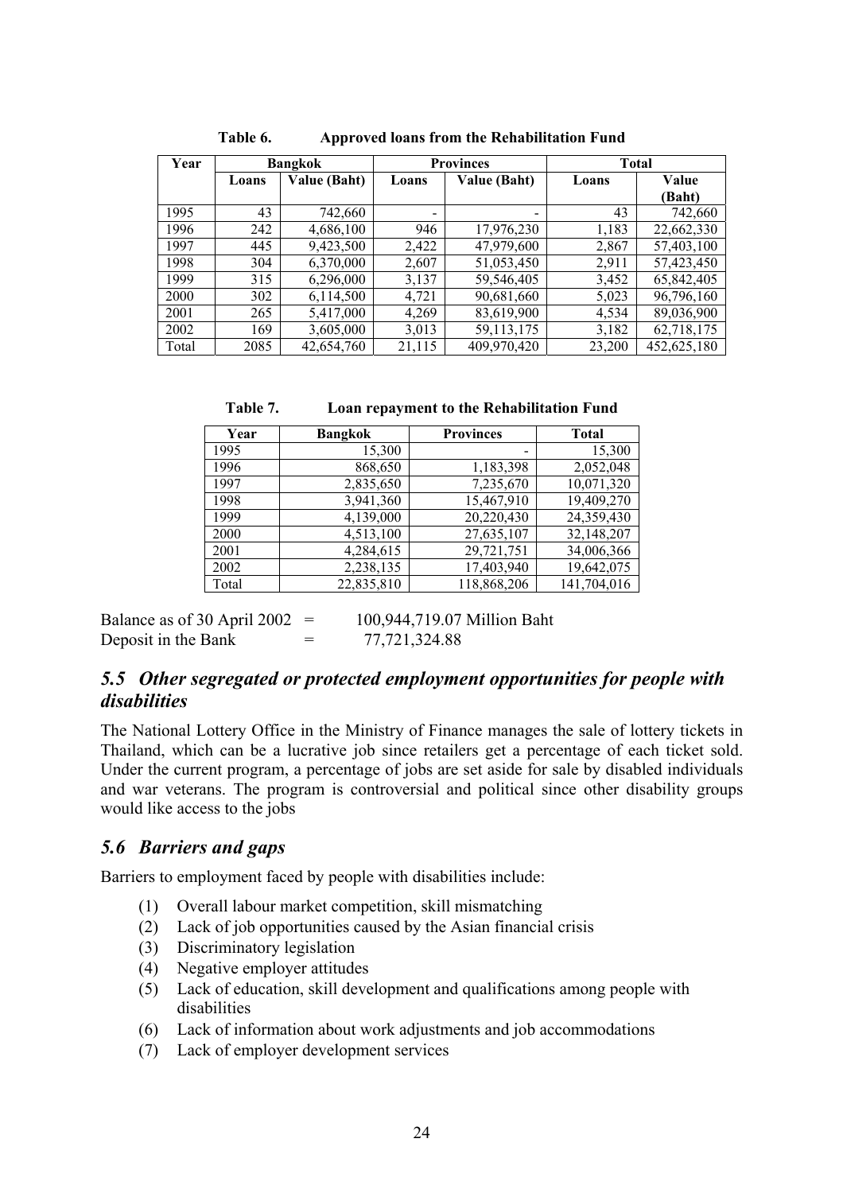**Table 6. Approved loans from the Rehabilitation Fund**

| Year | Bangkok | | Provinces | | Total | |
|---|---|---|---|---|---|---|
| | Loans | Value (Baht) | Loans | Value (Baht) | Loans | Value (Baht) |
| 1995 | 43 | 742,660 | - | - | 43 | 742,660 |
| 1996 | 242 | 4,686,100 | 946 | 17,976,230 | 1,183 | 22,662,330 |
| 1997 | 445 | 9,423,500 | 2,422 | 47,979,600 | 2,867 | 57,403,100 |
| 1998 | 304 | 6,370,000 | 2,607 | 51,053,450 | 2,911 | 57,423,450 |
| 1999 | 315 | 6,296,000 | 3,137 | 59,546,405 | 3,452 | 65,842,405 |
| 2000 | 302 | 6,114,500 | 4,721 | 90,681,660 | 5,023 | 96,796,160 |
| 2001 | 265 | 5,417,000 | 4,269 | 83,619,900 | 4,534 | 89,036,900 |
| 2002 | 169 | 3,605,000 | 3,013 | 59,113,175 | 3,182 | 62,718,175 |
| Total | 2085 | 42,654,760 | 21,115 | 409,970,420 | 23,200 | 452,625,180 |

**Table 7. Loan repayment to the Rehabilitation Fund**

| Year | Bangkok | Provinces | Total |
|---|---|---|---|
| 1995 | 15,300 | - | 15,300 |
| 1996 | 868,650 | 1,183,398 | 2,052,048 |
| 1997 | 2,835,650 | 7,235,670 | 10,071,320 |
| 1998 | 3,941,360 | 15,467,910 | 19,409,270 |
| 1999 | 4,139,000 | 20,220,430 | 24,359,430 |
| 2000 | 4,513,100 | 27,635,107 | 32,148,207 |
| 2001 | 4,284,615 | 29,721,751 | 34,006,366 |
| 2002 | 2,238,135 | 17,403,940 | 19,642,075 |
| Total | 22,835,810 | 118,868,206 | 141,704,016 |

Balance as of 30 April 2002 = 100,944,719.07 Million Baht
Deposit in the Bank = 77,721,324.88

## *5.5 Other segregated or protected employment opportunities for people with disabilities*

The National Lottery Office in the Ministry of Finance manages the sale of lottery tickets in Thailand, which can be a lucrative job since retailers get a percentage of each ticket sold. Under the current program, a percentage of jobs are set aside for sale by disabled individuals and war veterans. The program is controversial and political since other disability groups would like access to the jobs

## *5.6 Barriers and gaps*

Barriers to employment faced by people with disabilities include:

(1) Overall labour market competition, skill mismatching
(2) Lack of job opportunities caused by the Asian financial crisis
(3) Discriminatory legislation
(4) Negative employer attitudes
(5) Lack of education, skill development and qualifications among people with disabilities
(6) Lack of information about work adjustments and job accommodations
(7) Lack of employer development services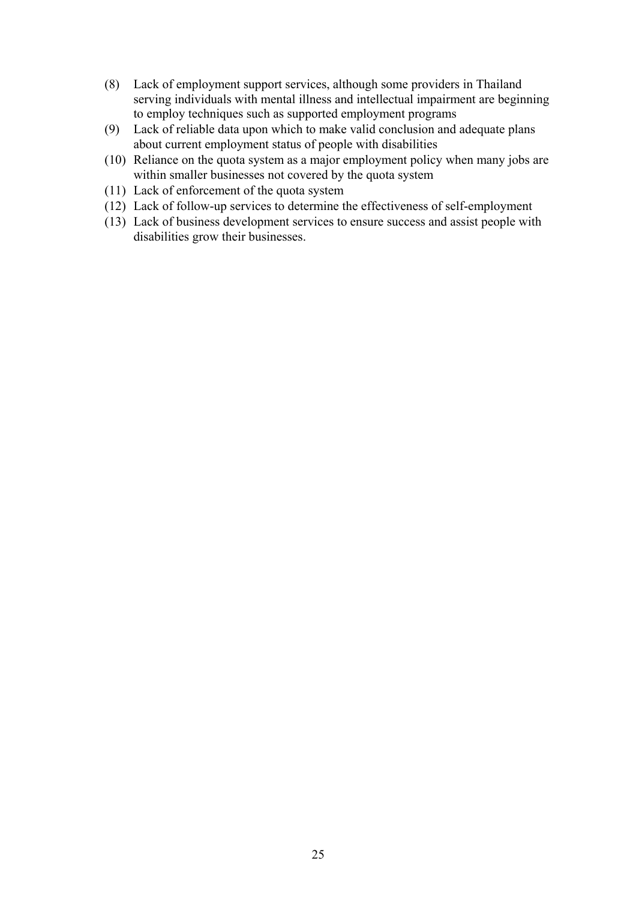(8) Lack of employment support services, although some providers in Thailand serving individuals with mental illness and intellectual impairment are beginning to employ techniques such as supported employment programs

(9) Lack of reliable data upon which to make valid conclusion and adequate plans about current employment status of people with disabilities

(10) Reliance on the quota system as a major employment policy when many jobs are within smaller businesses not covered by the quota system

(11) Lack of enforcement of the quota system

(12) Lack of follow-up services to determine the effectiveness of self-employment

(13) Lack of business development services to ensure success and assist people with disabilities grow their businesses.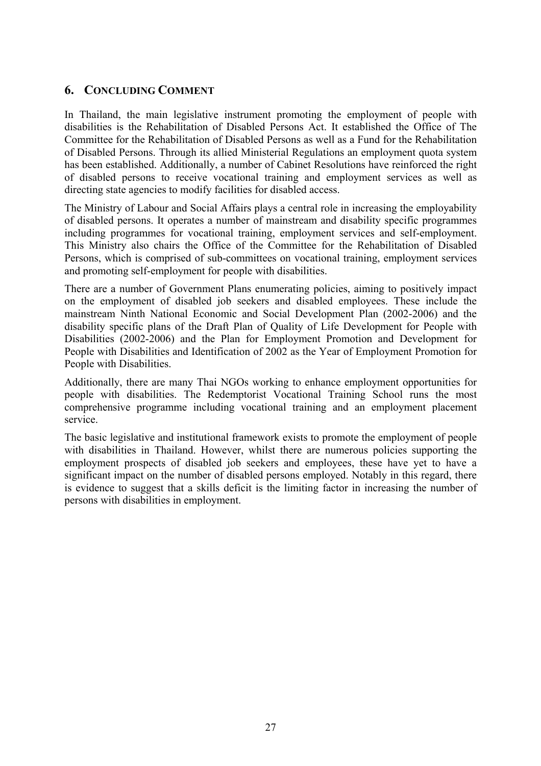## 6. CONCLUDING COMMENT

In Thailand, the main legislative instrument promoting the employment of people with disabilities is the Rehabilitation of Disabled Persons Act. It established the Office of The Committee for the Rehabilitation of Disabled Persons as well as a Fund for the Rehabilitation of Disabled Persons. Through its allied Ministerial Regulations an employment quota system has been established. Additionally, a number of Cabinet Resolutions have reinforced the right of disabled persons to receive vocational training and employment services as well as directing state agencies to modify facilities for disabled access.

The Ministry of Labour and Social Affairs plays a central role in increasing the employability of disabled persons. It operates a number of mainstream and disability specific programmes including programmes for vocational training, employment services and self-employment. This Ministry also chairs the Office of the Committee for the Rehabilitation of Disabled Persons, which is comprised of sub-committees on vocational training, employment services and promoting self-employment for people with disabilities.

There are a number of Government Plans enumerating policies, aiming to positively impact on the employment of disabled job seekers and disabled employees. These include the mainstream Ninth National Economic and Social Development Plan (2002-2006) and the disability specific plans of the Draft Plan of Quality of Life Development for People with Disabilities (2002-2006) and the Plan for Employment Promotion and Development for People with Disabilities and Identification of 2002 as the Year of Employment Promotion for People with Disabilities.

Additionally, there are many Thai NGOs working to enhance employment opportunities for people with disabilities. The Redemptorist Vocational Training School runs the most comprehensive programme including vocational training and an employment placement service.

The basic legislative and institutional framework exists to promote the employment of people with disabilities in Thailand. However, whilst there are numerous policies supporting the employment prospects of disabled job seekers and employees, these have yet to have a significant impact on the number of disabled persons employed. Notably in this regard, there is evidence to suggest that a skills deficit is the limiting factor in increasing the number of persons with disabilities in employment.